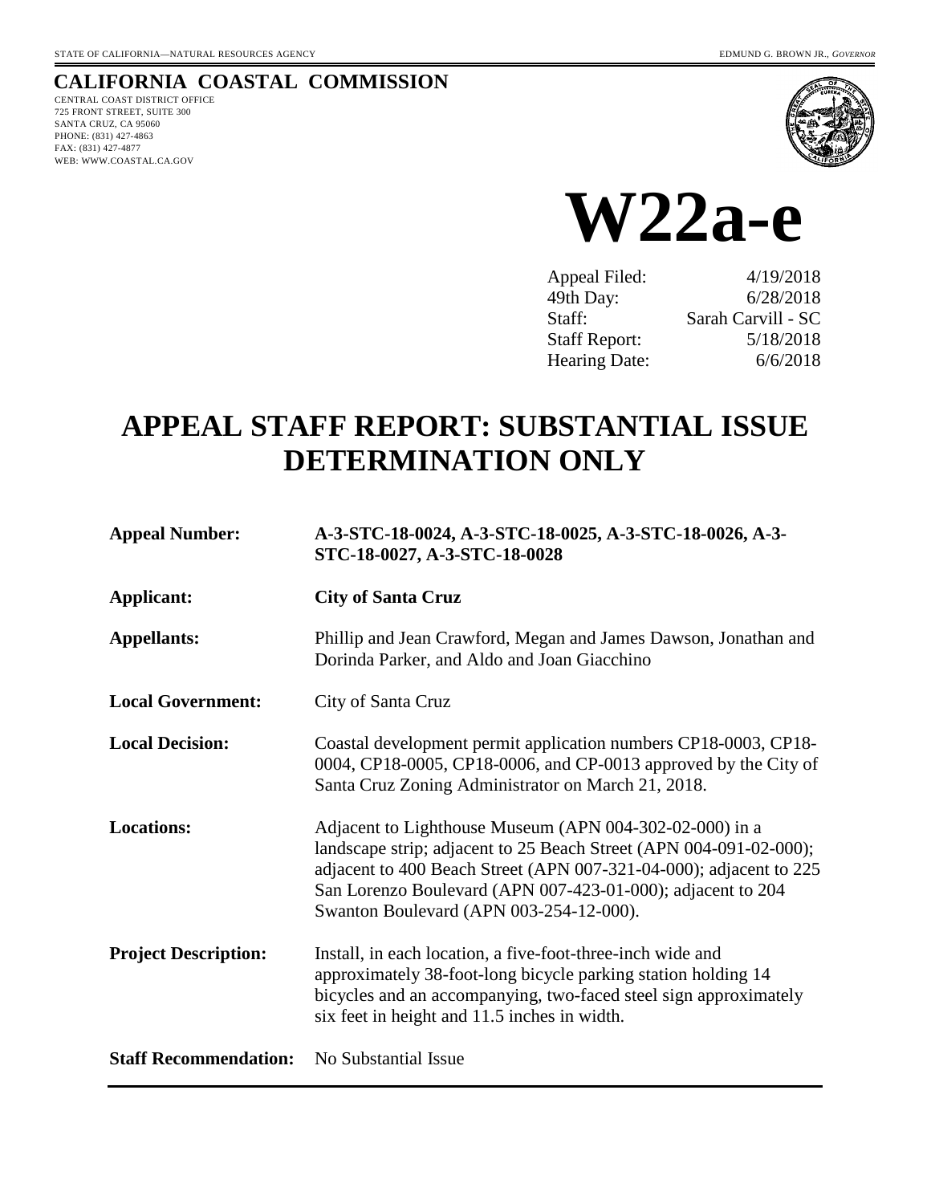STATE OF CALIFORNIA—NATURAL RESOURCES AGENCY

EDMUND G. BROWN JR., *GOVERNOR*

**CALIFORNIA COASTAL COMMISSION**

CENTRAL COAST DISTRICT OFFICE
725 FRONT STREET, SUITE 300
SANTA CRUZ, CA 95060
PHONE: (831) 427-4863
FAX: (831) 427-4877
WEB: WWW.COASTAL.CA.GOV

# W22a-e

| | |
|---|---|
| Appeal Filed: | 4/19/2018 |
| 49th Day: | 6/28/2018 |
| Staff: | Sarah Carvill - SC |
| Staff Report: | 5/18/2018 |
| Hearing Date: | 6/6/2018 |

# APPEAL STAFF REPORT: SUBSTANTIAL ISSUE DETERMINATION ONLY

**Appeal Number:** **A-3-STC-18-0024, A-3-STC-18-0025, A-3-STC-18-0026, A-3-STC-18-0027, A-3-STC-18-0028**

**Applicant:** **City of Santa Cruz**

**Appellants:** Phillip and Jean Crawford, Megan and James Dawson, Jonathan and Dorinda Parker, and Aldo and Joan Giacchino

**Local Government:** City of Santa Cruz

**Local Decision:** Coastal development permit application numbers CP18-0003, CP18-0004, CP18-0005, CP18-0006, and CP-0013 approved by the City of Santa Cruz Zoning Administrator on March 21, 2018.

**Locations:** Adjacent to Lighthouse Museum (APN 004-302-02-000) in a landscape strip; adjacent to 25 Beach Street (APN 004-091-02-000); adjacent to 400 Beach Street (APN 007-321-04-000); adjacent to 225 San Lorenzo Boulevard (APN 007-423-01-000); adjacent to 204 Swanton Boulevard (APN 003-254-12-000).

**Project Description:** Install, in each location, a five-foot-three-inch wide and approximately 38-foot-long bicycle parking station holding 14 bicycles and an accompanying, two-faced steel sign approximately six feet in height and 11.5 inches in width.

**Staff Recommendation:** No Substantial Issue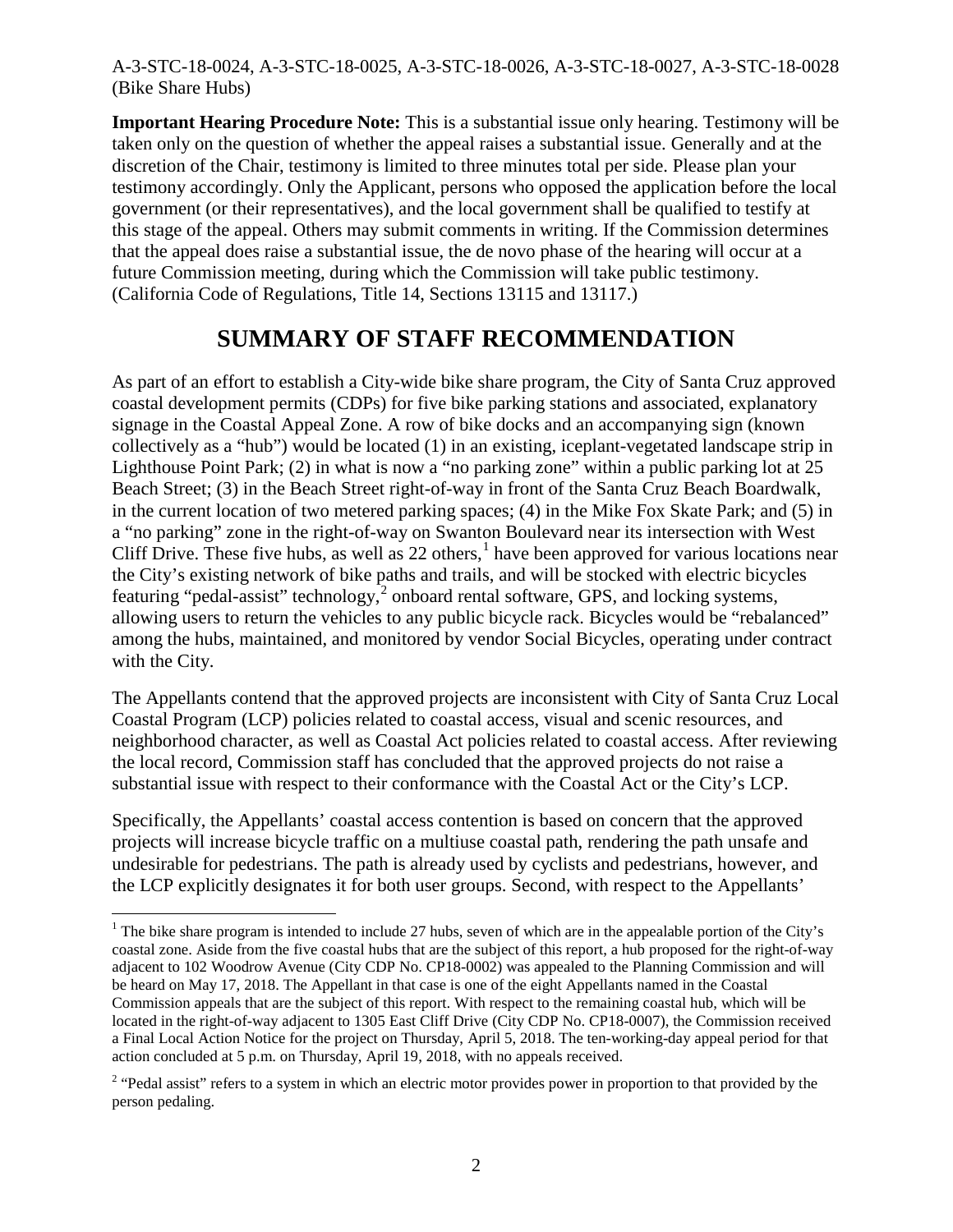**Important Hearing Procedure Note:** This is a substantial issue only hearing. Testimony will be taken only on the question of whether the appeal raises a substantial issue. Generally and at the discretion of the Chair, testimony is limited to three minutes total per side. Please plan your testimony accordingly. Only the Applicant, persons who opposed the application before the local government (or their representatives), and the local government shall be qualified to testify at this stage of the appeal. Others may submit comments in writing. If the Commission determines that the appeal does raise a substantial issue, the de novo phase of the hearing will occur at a future Commission meeting, during which the Commission will take public testimony. (California Code of Regulations, Title 14, Sections 13115 and 13117.)

# SUMMARY OF STAFF RECOMMENDATION

As part of an effort to establish a City-wide bike share program, the City of Santa Cruz approved coastal development permits (CDPs) for five bike parking stations and associated, explanatory signage in the Coastal Appeal Zone. A row of bike docks and an accompanying sign (known collectively as a "hub") would be located (1) in an existing, iceplant-vegetated landscape strip in Lighthouse Point Park; (2) in what is now a "no parking zone" within a public parking lot at 25 Beach Street; (3) in the Beach Street right-of-way in front of the Santa Cruz Beach Boardwalk, in the current location of two metered parking spaces; (4) in the Mike Fox Skate Park; and (5) in a "no parking" zone in the right-of-way on Swanton Boulevard near its intersection with West Cliff Drive. These five hubs, as well as 22 others,[1] have been approved for various locations near the City's existing network of bike paths and trails, and will be stocked with electric bicycles featuring "pedal-assist" technology,[2] onboard rental software, GPS, and locking systems, allowing users to return the vehicles to any public bicycle rack. Bicycles would be "rebalanced" among the hubs, maintained, and monitored by vendor Social Bicycles, operating under contract with the City.

The Appellants contend that the approved projects are inconsistent with City of Santa Cruz Local Coastal Program (LCP) policies related to coastal access, visual and scenic resources, and neighborhood character, as well as Coastal Act policies related to coastal access. After reviewing the local record, Commission staff has concluded that the approved projects do not raise a substantial issue with respect to their conformance with the Coastal Act or the City's LCP.

Specifically, the Appellants' coastal access contention is based on concern that the approved projects will increase bicycle traffic on a multiuse coastal path, rendering the path unsafe and undesirable for pedestrians. The path is already used by cyclists and pedestrians, however, and the LCP explicitly designates it for both user groups. Second, with respect to the Appellants'

---

[1] The bike share program is intended to include 27 hubs, seven of which are in the appealable portion of the City's coastal zone. Aside from the five coastal hubs that are the subject of this report, a hub proposed for the right-of-way adjacent to 102 Woodrow Avenue (City CDP No. CP18-0002) was appealed to the Planning Commission and will be heard on May 17, 2018. The Appellant in that case is one of the eight Appellants named in the Coastal Commission appeals that are the subject of this report. With respect to the remaining coastal hub, which will be located in the right-of-way adjacent to 1305 East Cliff Drive (City CDP No. CP18-0007), the Commission received a Final Local Action Notice for the project on Thursday, April 5, 2018. The ten-working-day appeal period for that action concluded at 5 p.m. on Thursday, April 19, 2018, with no appeals received.

[2] "Pedal assist" refers to a system in which an electric motor provides power in proportion to that provided by the person pedaling.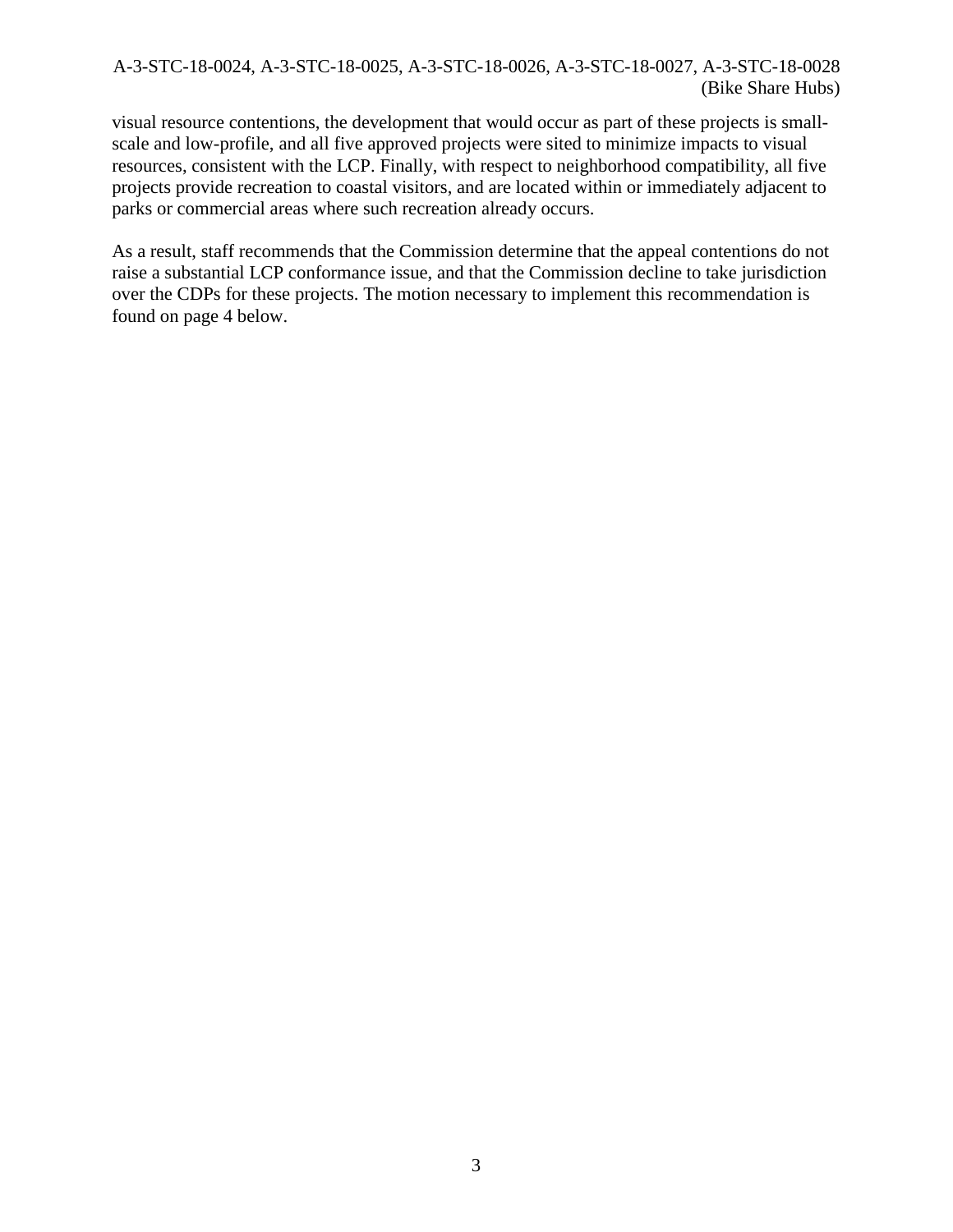visual resource contentions, the development that would occur as part of these projects is small-scale and low-profile, and all five approved projects were sited to minimize impacts to visual resources, consistent with the LCP. Finally, with respect to neighborhood compatibility, all five projects provide recreation to coastal visitors, and are located within or immediately adjacent to parks or commercial areas where such recreation already occurs.

As a result, staff recommends that the Commission determine that the appeal contentions do not raise a substantial LCP conformance issue, and that the Commission decline to take jurisdiction over the CDPs for these projects. The motion necessary to implement this recommendation is found on page 4 below.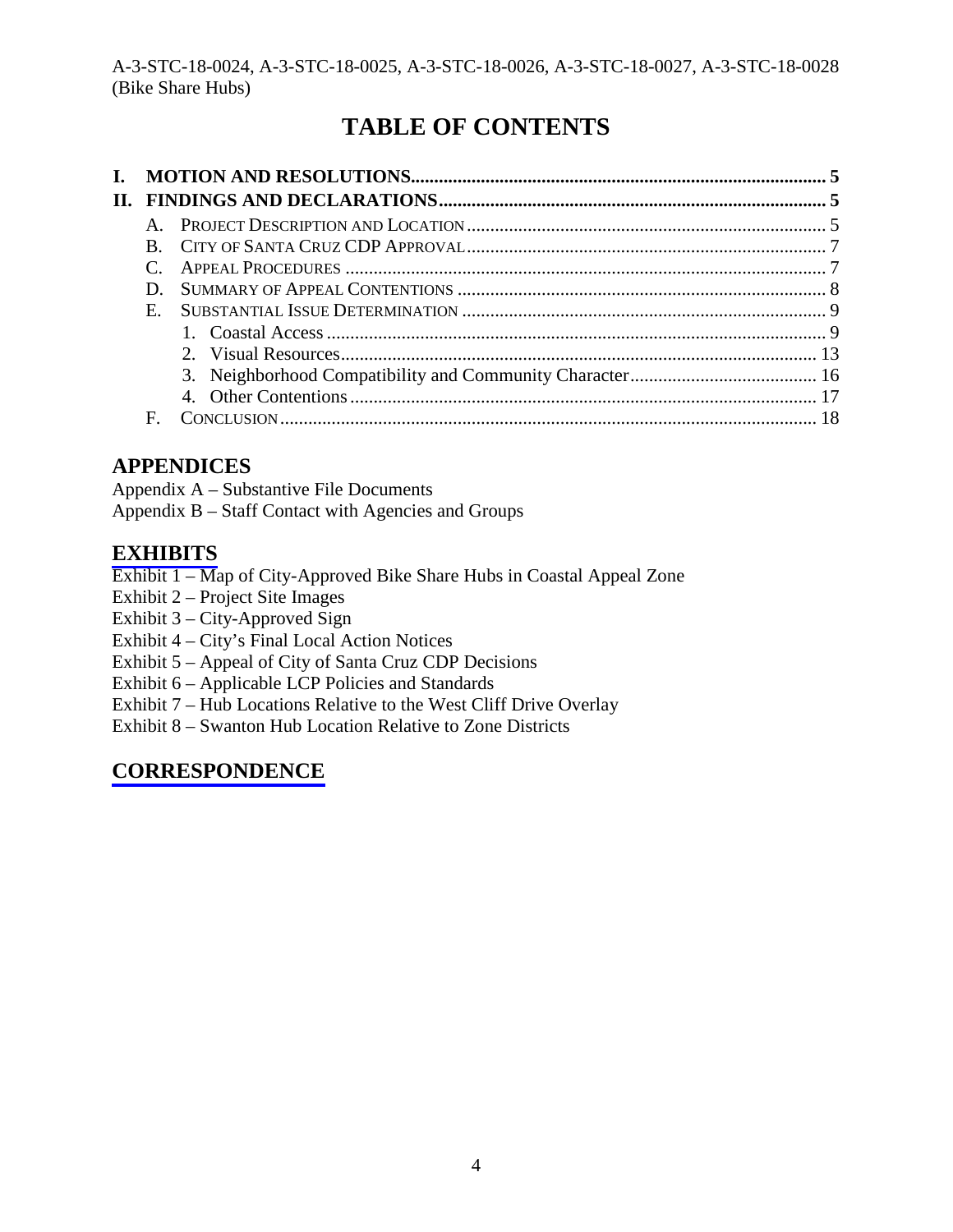# TABLE OF CONTENTS

- **I. MOTION AND RESOLUTIONS ........................................................................................ 5**
- **II. FINDINGS AND DECLARATIONS .................................................................................. 5**
  - A. PROJECT DESCRIPTION AND LOCATION ............................................................................ 5
  - B. CITY OF SANTA CRUZ CDP APPROVAL ............................................................................ 7
  - C. APPEAL PROCEDURES ...................................................................................................... 7
  - D. SUMMARY OF APPEAL CONTENTIONS .............................................................................. 8
  - E. SUBSTANTIAL ISSUE DETERMINATION ............................................................................. 9
    1. Coastal Access .......................................................................................................... 9
    2. Visual Resources ..................................................................................................... 13
    3. Neighborhood Compatibility and Community Character ........................................ 16
    4. Other Contentions ................................................................................................... 17
  - F. CONCLUSION .................................................................................................................. 18

## APPENDICES

Appendix A – Substantive File Documents
Appendix B – Staff Contact with Agencies and Groups

## EXHIBITS

Exhibit 1 – Map of City-Approved Bike Share Hubs in Coastal Appeal Zone
Exhibit 2 – Project Site Images
Exhibit 3 – City-Approved Sign
Exhibit 4 – City's Final Local Action Notices
Exhibit 5 – Appeal of City of Santa Cruz CDP Decisions
Exhibit 6 – Applicable LCP Policies and Standards
Exhibit 7 – Hub Locations Relative to the West Cliff Drive Overlay
Exhibit 8 – Swanton Hub Location Relative to Zone Districts

## CORRESPONDENCE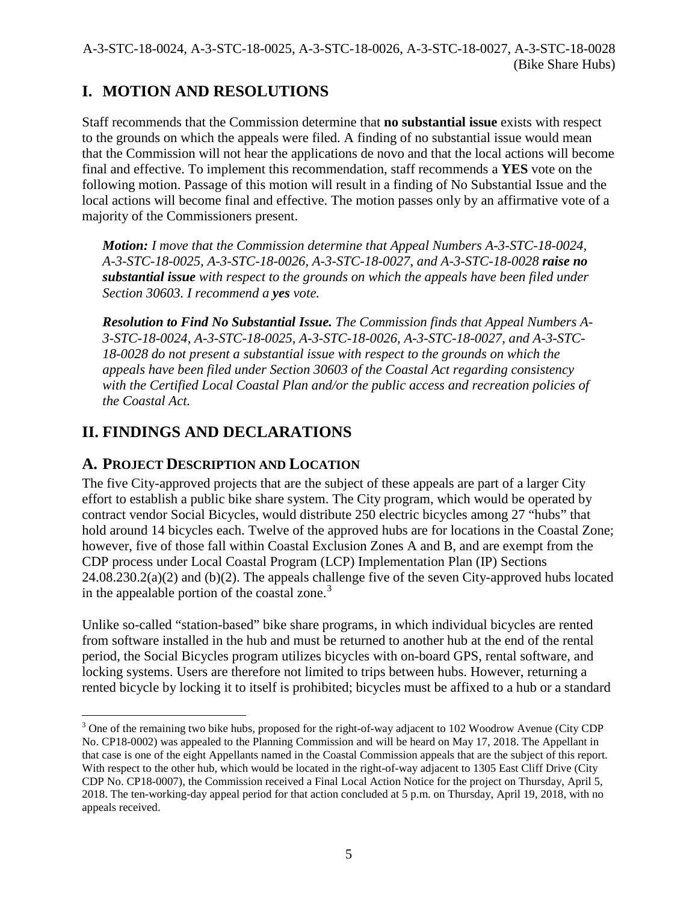## I. MOTION AND RESOLUTIONS

Staff recommends that the Commission determine that **no substantial issue** exists with respect to the grounds on which the appeals were filed. A finding of no substantial issue would mean that the Commission will not hear the applications de novo and that the local actions will become final and effective. To implement this recommendation, staff recommends a **YES** vote on the following motion. Passage of this motion will result in a finding of No Substantial Issue and the local actions will become final and effective. The motion passes only by an affirmative vote of a majority of the Commissioners present.

> ***Motion:*** *I move that the Commission determine that Appeal Numbers A-3-STC-18-0024, A-3-STC-18-0025, A-3-STC-18-0026, A-3-STC-18-0027, and A-3-STC-18-0028* ***raise no substantial issue*** *with respect to the grounds on which the appeals have been filed under Section 30603. I recommend a* ***yes*** *vote.*
>
> ***Resolution to Find No Substantial Issue.*** *The Commission finds that Appeal Numbers A-3-STC-18-0024, A-3-STC-18-0025, A-3-STC-18-0026, A-3-STC-18-0027, and A-3-STC-18-0028 do not present a substantial issue with respect to the grounds on which the appeals have been filed under Section 30603 of the Coastal Act regarding consistency with the Certified Local Coastal Plan and/or the public access and recreation policies of the Coastal Act.*

## II. FINDINGS AND DECLARATIONS

### A. PROJECT DESCRIPTION AND LOCATION

The five City-approved projects that are the subject of these appeals are part of a larger City effort to establish a public bike share system. The City program, which would be operated by contract vendor Social Bicycles, would distribute 250 electric bicycles among 27 "hubs" that hold around 14 bicycles each. Twelve of the approved hubs are for locations in the Coastal Zone; however, five of those fall within Coastal Exclusion Zones A and B, and are exempt from the CDP process under Local Coastal Program (LCP) Implementation Plan (IP) Sections 24.08.230.2(a)(2) and (b)(2). The appeals challenge five of the seven City-approved hubs located in the appealable portion of the coastal zone.[3]

Unlike so-called "station-based" bike share programs, in which individual bicycles are rented from software installed in the hub and must be returned to another hub at the end of the rental period, the Social Bicycles program utilizes bicycles with on-board GPS, rental software, and locking systems. Users are therefore not limited to trips between hubs. However, returning a rented bicycle by locking it to itself is prohibited; bicycles must be affixed to a hub or a standard

---

[3] One of the remaining two bike hubs, proposed for the right-of-way adjacent to 102 Woodrow Avenue (City CDP No. CP18-0002) was appealed to the Planning Commission and will be heard on May 17, 2018. The Appellant in that case is one of the eight Appellants named in the Coastal Commission appeals that are the subject of this report. With respect to the other hub, which would be located in the right-of-way adjacent to 1305 East Cliff Drive (City CDP No. CP18-0007), the Commission received a Final Local Action Notice for the project on Thursday, April 5, 2018. The ten-working-day appeal period for that action concluded at 5 p.m. on Thursday, April 19, 2018, with no appeals received.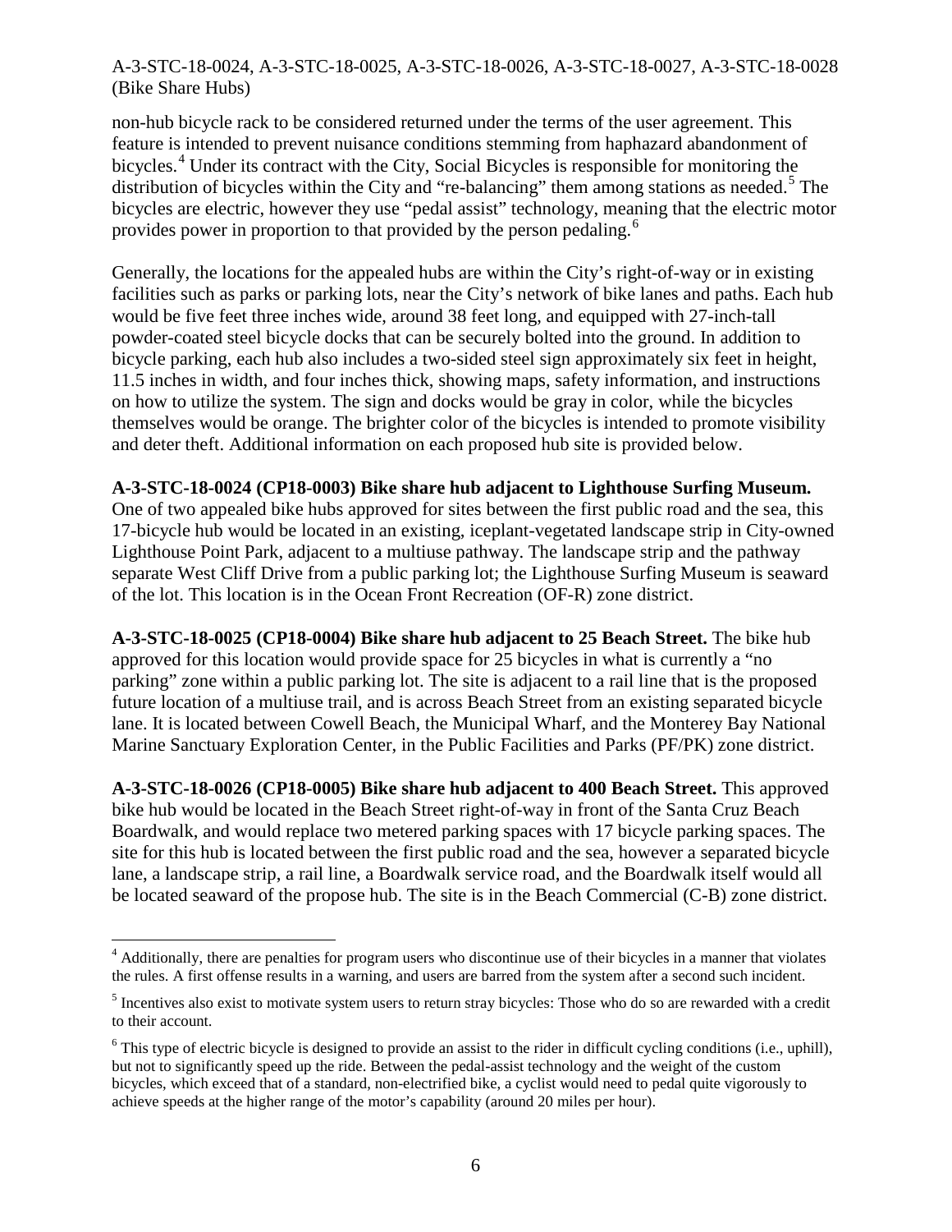non-hub bicycle rack to be considered returned under the terms of the user agreement. This feature is intended to prevent nuisance conditions stemming from haphazard abandonment of bicycles.[4] Under its contract with the City, Social Bicycles is responsible for monitoring the distribution of bicycles within the City and "re-balancing" them among stations as needed.[5] The bicycles are electric, however they use "pedal assist" technology, meaning that the electric motor provides power in proportion to that provided by the person pedaling.[6]

Generally, the locations for the appealed hubs are within the City's right-of-way or in existing facilities such as parks or parking lots, near the City's network of bike lanes and paths. Each hub would be five feet three inches wide, around 38 feet long, and equipped with 27-inch-tall powder-coated steel bicycle docks that can be securely bolted into the ground. In addition to bicycle parking, each hub also includes a two-sided steel sign approximately six feet in height, 11.5 inches in width, and four inches thick, showing maps, safety information, and instructions on how to utilize the system. The sign and docks would be gray in color, while the bicycles themselves would be orange. The brighter color of the bicycles is intended to promote visibility and deter theft. Additional information on each proposed hub site is provided below.

**A-3-STC-18-0024 (CP18-0003) Bike share hub adjacent to Lighthouse Surfing Museum.** One of two appealed bike hubs approved for sites between the first public road and the sea, this 17-bicycle hub would be located in an existing, iceplant-vegetated landscape strip in City-owned Lighthouse Point Park, adjacent to a multiuse pathway. The landscape strip and the pathway separate West Cliff Drive from a public parking lot; the Lighthouse Surfing Museum is seaward of the lot. This location is in the Ocean Front Recreation (OF-R) zone district.

**A-3-STC-18-0025 (CP18-0004) Bike share hub adjacent to 25 Beach Street.** The bike hub approved for this location would provide space for 25 bicycles in what is currently a "no parking" zone within a public parking lot. The site is adjacent to a rail line that is the proposed future location of a multiuse trail, and is across Beach Street from an existing separated bicycle lane. It is located between Cowell Beach, the Municipal Wharf, and the Monterey Bay National Marine Sanctuary Exploration Center, in the Public Facilities and Parks (PF/PK) zone district.

**A-3-STC-18-0026 (CP18-0005) Bike share hub adjacent to 400 Beach Street.** This approved bike hub would be located in the Beach Street right-of-way in front of the Santa Cruz Beach Boardwalk, and would replace two metered parking spaces with 17 bicycle parking spaces. The site for this hub is located between the first public road and the sea, however a separated bicycle lane, a landscape strip, a rail line, a Boardwalk service road, and the Boardwalk itself would all be located seaward of the propose hub. The site is in the Beach Commercial (C-B) zone district.

---

[4] Additionally, there are penalties for program users who discontinue use of their bicycles in a manner that violates the rules. A first offense results in a warning, and users are barred from the system after a second such incident.

[5] Incentives also exist to motivate system users to return stray bicycles: Those who do so are rewarded with a credit to their account.

[6] This type of electric bicycle is designed to provide an assist to the rider in difficult cycling conditions (i.e., uphill), but not to significantly speed up the ride. Between the pedal-assist technology and the weight of the custom bicycles, which exceed that of a standard, non-electrified bike, a cyclist would need to pedal quite vigorously to achieve speeds at the higher range of the motor's capability (around 20 miles per hour).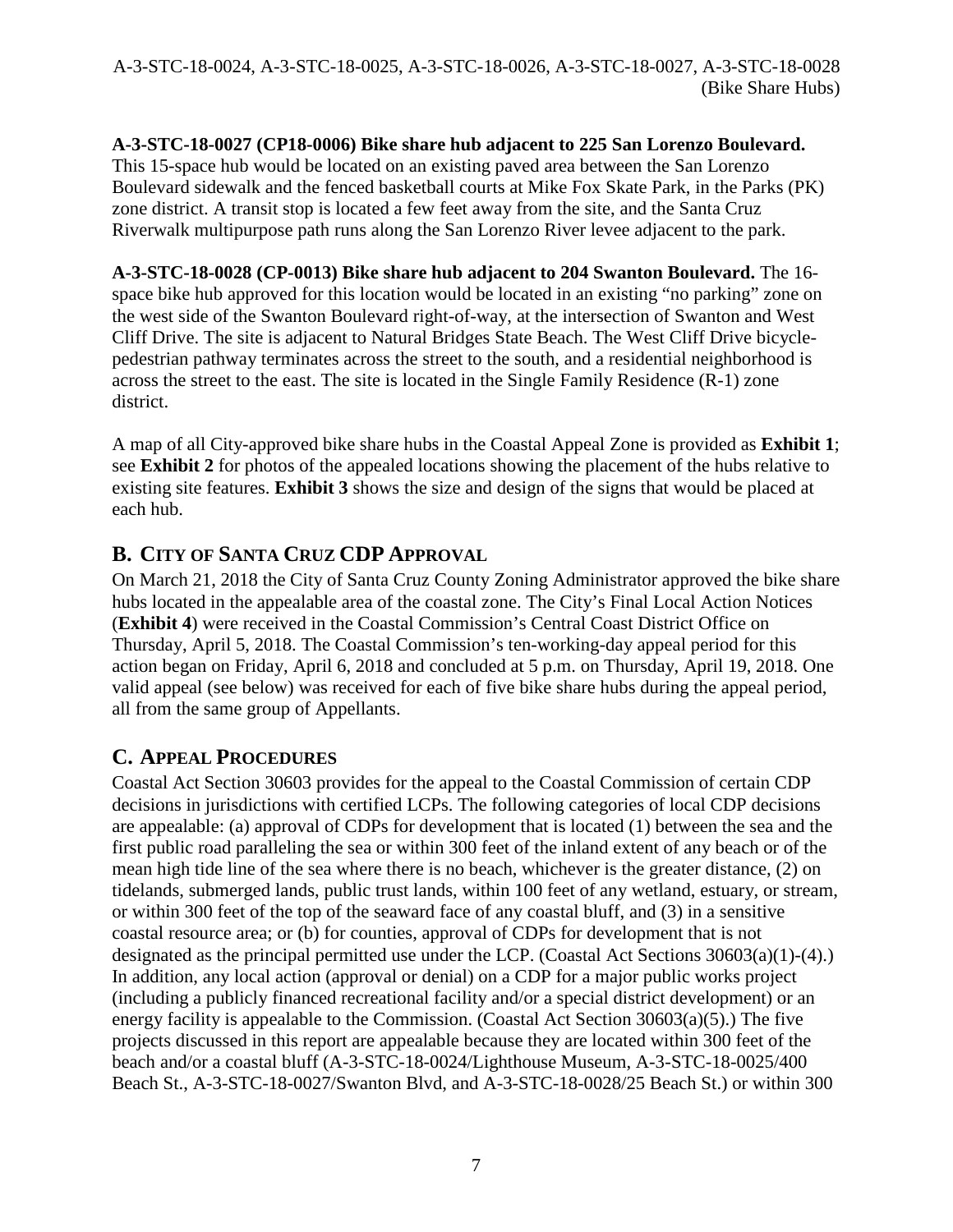**A-3-STC-18-0027 (CP18-0006) Bike share hub adjacent to 225 San Lorenzo Boulevard.** This 15-space hub would be located on an existing paved area between the San Lorenzo Boulevard sidewalk and the fenced basketball courts at Mike Fox Skate Park, in the Parks (PK) zone district. A transit stop is located a few feet away from the site, and the Santa Cruz Riverwalk multipurpose path runs along the San Lorenzo River levee adjacent to the park.

**A-3-STC-18-0028 (CP-0013) Bike share hub adjacent to 204 Swanton Boulevard.** The 16-space bike hub approved for this location would be located in an existing "no parking" zone on the west side of the Swanton Boulevard right-of-way, at the intersection of Swanton and West Cliff Drive. The site is adjacent to Natural Bridges State Beach. The West Cliff Drive bicycle-pedestrian pathway terminates across the street to the south, and a residential neighborhood is across the street to the east. The site is located in the Single Family Residence (R-1) zone district.

A map of all City-approved bike share hubs in the Coastal Appeal Zone is provided as **Exhibit 1**; see **Exhibit 2** for photos of the appealed locations showing the placement of the hubs relative to existing site features. **Exhibit 3** shows the size and design of the signs that would be placed at each hub.

## B. City of Santa Cruz CDP Approval

On March 21, 2018 the City of Santa Cruz County Zoning Administrator approved the bike share hubs located in the appealable area of the coastal zone. The City's Final Local Action Notices (**Exhibit 4**) were received in the Coastal Commission's Central Coast District Office on Thursday, April 5, 2018. The Coastal Commission's ten-working-day appeal period for this action began on Friday, April 6, 2018 and concluded at 5 p.m. on Thursday, April 19, 2018. One valid appeal (see below) was received for each of five bike share hubs during the appeal period, all from the same group of Appellants.

## C. Appeal Procedures

Coastal Act Section 30603 provides for the appeal to the Coastal Commission of certain CDP decisions in jurisdictions with certified LCPs. The following categories of local CDP decisions are appealable: (a) approval of CDPs for development that is located (1) between the sea and the first public road paralleling the sea or within 300 feet of the inland extent of any beach or of the mean high tide line of the sea where there is no beach, whichever is the greater distance, (2) on tidelands, submerged lands, public trust lands, within 100 feet of any wetland, estuary, or stream, or within 300 feet of the top of the seaward face of any coastal bluff, and (3) in a sensitive coastal resource area; or (b) for counties, approval of CDPs for development that is not designated as the principal permitted use under the LCP. (Coastal Act Sections 30603(a)(1)-(4).) In addition, any local action (approval or denial) on a CDP for a major public works project (including a publicly financed recreational facility and/or a special district development) or an energy facility is appealable to the Commission. (Coastal Act Section 30603(a)(5).) The five projects discussed in this report are appealable because they are located within 300 feet of the beach and/or a coastal bluff (A-3-STC-18-0024/Lighthouse Museum, A-3-STC-18-0025/400 Beach St., A-3-STC-18-0027/Swanton Blvd, and A-3-STC-18-0028/25 Beach St.) or within 300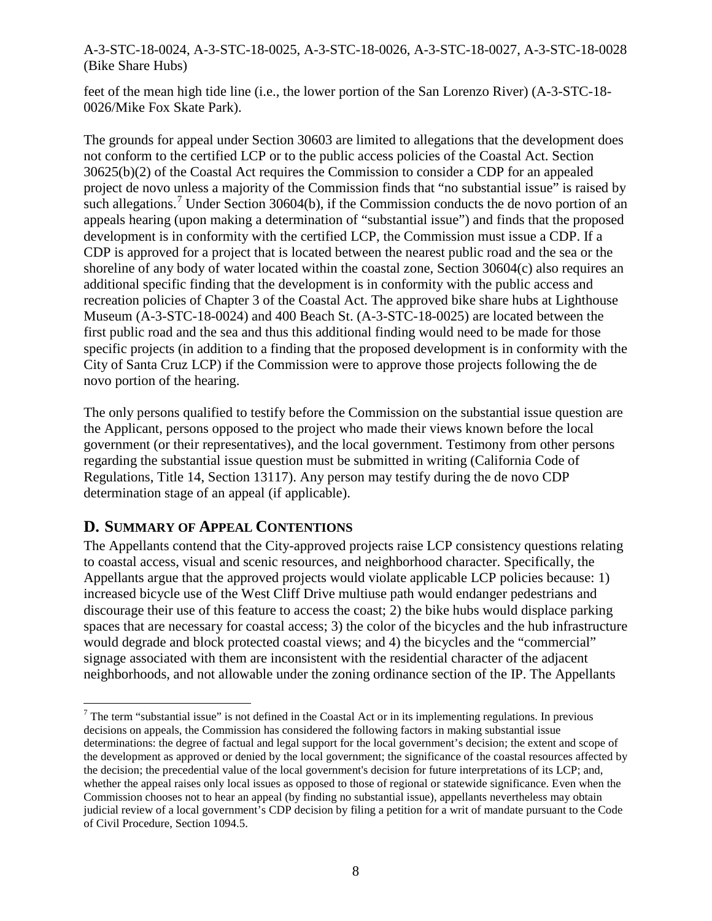feet of the mean high tide line (i.e., the lower portion of the San Lorenzo River) (A-3-STC-18-0026/Mike Fox Skate Park).

The grounds for appeal under Section 30603 are limited to allegations that the development does not conform to the certified LCP or to the public access policies of the Coastal Act. Section 30625(b)(2) of the Coastal Act requires the Commission to consider a CDP for an appealed project de novo unless a majority of the Commission finds that "no substantial issue" is raised by such allegations.[7] Under Section 30604(b), if the Commission conducts the de novo portion of an appeals hearing (upon making a determination of "substantial issue") and finds that the proposed development is in conformity with the certified LCP, the Commission must issue a CDP. If a CDP is approved for a project that is located between the nearest public road and the sea or the shoreline of any body of water located within the coastal zone, Section 30604(c) also requires an additional specific finding that the development is in conformity with the public access and recreation policies of Chapter 3 of the Coastal Act. The approved bike share hubs at Lighthouse Museum (A-3-STC-18-0024) and 400 Beach St. (A-3-STC-18-0025) are located between the first public road and the sea and thus this additional finding would need to be made for those specific projects (in addition to a finding that the proposed development is in conformity with the City of Santa Cruz LCP) if the Commission were to approve those projects following the de novo portion of the hearing.

The only persons qualified to testify before the Commission on the substantial issue question are the Applicant, persons opposed to the project who made their views known before the local government (or their representatives), and the local government. Testimony from other persons regarding the substantial issue question must be submitted in writing (California Code of Regulations, Title 14, Section 13117). Any person may testify during the de novo CDP determination stage of an appeal (if applicable).

## D. Summary of Appeal Contentions

The Appellants contend that the City-approved projects raise LCP consistency questions relating to coastal access, visual and scenic resources, and neighborhood character. Specifically, the Appellants argue that the approved projects would violate applicable LCP policies because: 1) increased bicycle use of the West Cliff Drive multiuse path would endanger pedestrians and discourage their use of this feature to access the coast; 2) the bike hubs would displace parking spaces that are necessary for coastal access; 3) the color of the bicycles and the hub infrastructure would degrade and block protected coastal views; and 4) the bicycles and the "commercial" signage associated with them are inconsistent with the residential character of the adjacent neighborhoods, and not allowable under the zoning ordinance section of the IP. The Appellants

---

[7] The term "substantial issue" is not defined in the Coastal Act or in its implementing regulations. In previous decisions on appeals, the Commission has considered the following factors in making substantial issue determinations: the degree of factual and legal support for the local government's decision; the extent and scope of the development as approved or denied by the local government; the significance of the coastal resources affected by the decision; the precedential value of the local government's decision for future interpretations of its LCP; and, whether the appeal raises only local issues as opposed to those of regional or statewide significance. Even when the Commission chooses not to hear an appeal (by finding no substantial issue), appellants nevertheless may obtain judicial review of a local government's CDP decision by filing a petition for a writ of mandate pursuant to the Code of Civil Procedure, Section 1094.5.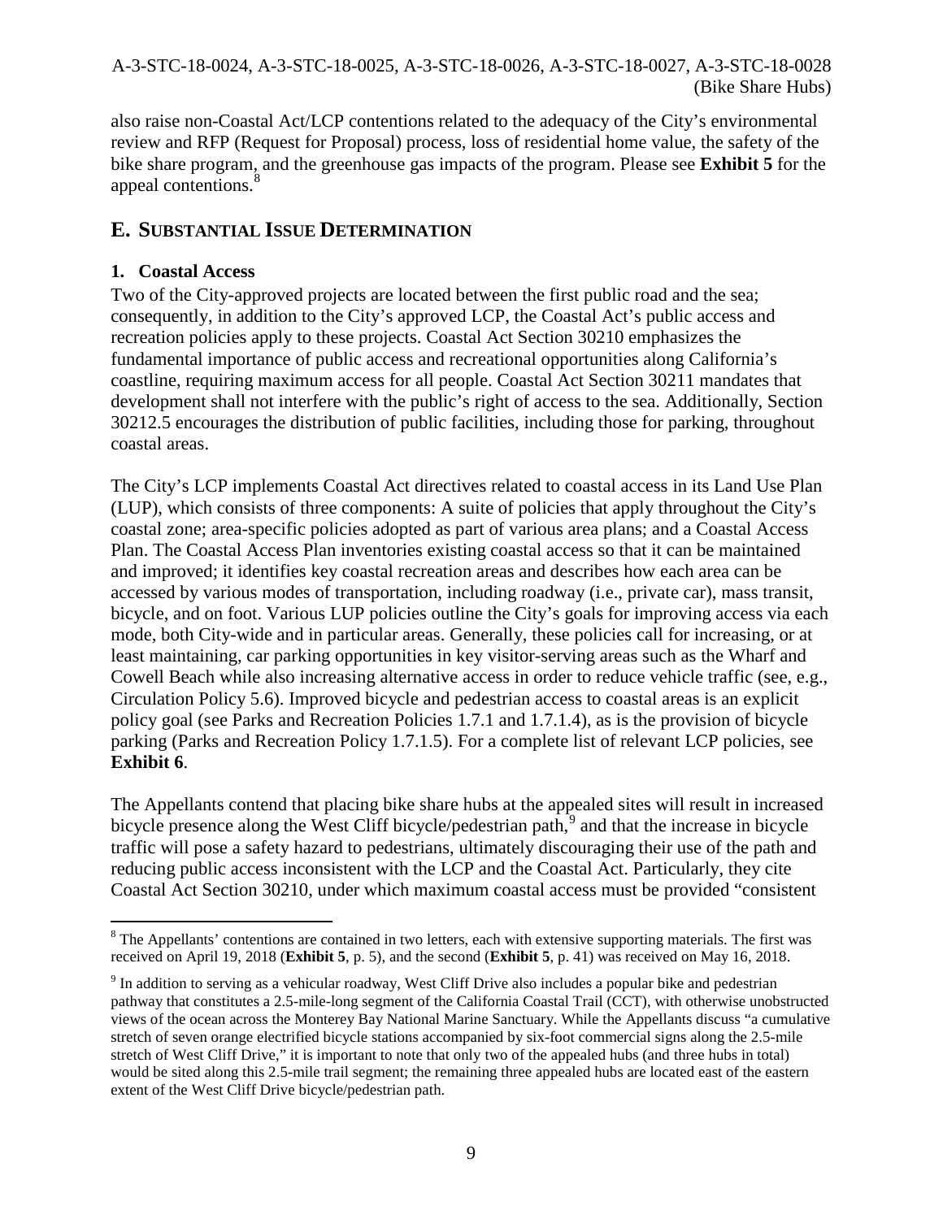also raise non-Coastal Act/LCP contentions related to the adequacy of the City's environmental review and RFP (Request for Proposal) process, loss of residential home value, the safety of the bike share program, and the greenhouse gas impacts of the program. Please see **Exhibit 5** for the appeal contentions.[8]

## E. SUBSTANTIAL ISSUE DETERMINATION

### 1. Coastal Access

Two of the City-approved projects are located between the first public road and the sea; consequently, in addition to the City's approved LCP, the Coastal Act's public access and recreation policies apply to these projects. Coastal Act Section 30210 emphasizes the fundamental importance of public access and recreational opportunities along California's coastline, requiring maximum access for all people. Coastal Act Section 30211 mandates that development shall not interfere with the public's right of access to the sea. Additionally, Section 30212.5 encourages the distribution of public facilities, including those for parking, throughout coastal areas.

The City's LCP implements Coastal Act directives related to coastal access in its Land Use Plan (LUP), which consists of three components: A suite of policies that apply throughout the City's coastal zone; area-specific policies adopted as part of various area plans; and a Coastal Access Plan. The Coastal Access Plan inventories existing coastal access so that it can be maintained and improved; it identifies key coastal recreation areas and describes how each area can be accessed by various modes of transportation, including roadway (i.e., private car), mass transit, bicycle, and on foot. Various LUP policies outline the City's goals for improving access via each mode, both City-wide and in particular areas. Generally, these policies call for increasing, or at least maintaining, car parking opportunities in key visitor-serving areas such as the Wharf and Cowell Beach while also increasing alternative access in order to reduce vehicle traffic (see, e.g., Circulation Policy 5.6). Improved bicycle and pedestrian access to coastal areas is an explicit policy goal (see Parks and Recreation Policies 1.7.1 and 1.7.1.4), as is the provision of bicycle parking (Parks and Recreation Policy 1.7.1.5). For a complete list of relevant LCP policies, see **Exhibit 6**.

The Appellants contend that placing bike share hubs at the appealed sites will result in increased bicycle presence along the West Cliff bicycle/pedestrian path,[9] and that the increase in bicycle traffic will pose a safety hazard to pedestrians, ultimately discouraging their use of the path and reducing public access inconsistent with the LCP and the Coastal Act. Particularly, they cite Coastal Act Section 30210, under which maximum coastal access must be provided "consistent

---

[8] The Appellants' contentions are contained in two letters, each with extensive supporting materials. The first was received on April 19, 2018 (**Exhibit 5**, p. 5), and the second (**Exhibit 5**, p. 41) was received on May 16, 2018.

[9] In addition to serving as a vehicular roadway, West Cliff Drive also includes a popular bike and pedestrian pathway that constitutes a 2.5-mile-long segment of the California Coastal Trail (CCT), with otherwise unobstructed views of the ocean across the Monterey Bay National Marine Sanctuary. While the Appellants discuss "a cumulative stretch of seven orange electrified bicycle stations accompanied by six-foot commercial signs along the 2.5-mile stretch of West Cliff Drive," it is important to note that only two of the appealed hubs (and three hubs in total) would be sited along this 2.5-mile trail segment; the remaining three appealed hubs are located east of the eastern extent of the West Cliff Drive bicycle/pedestrian path.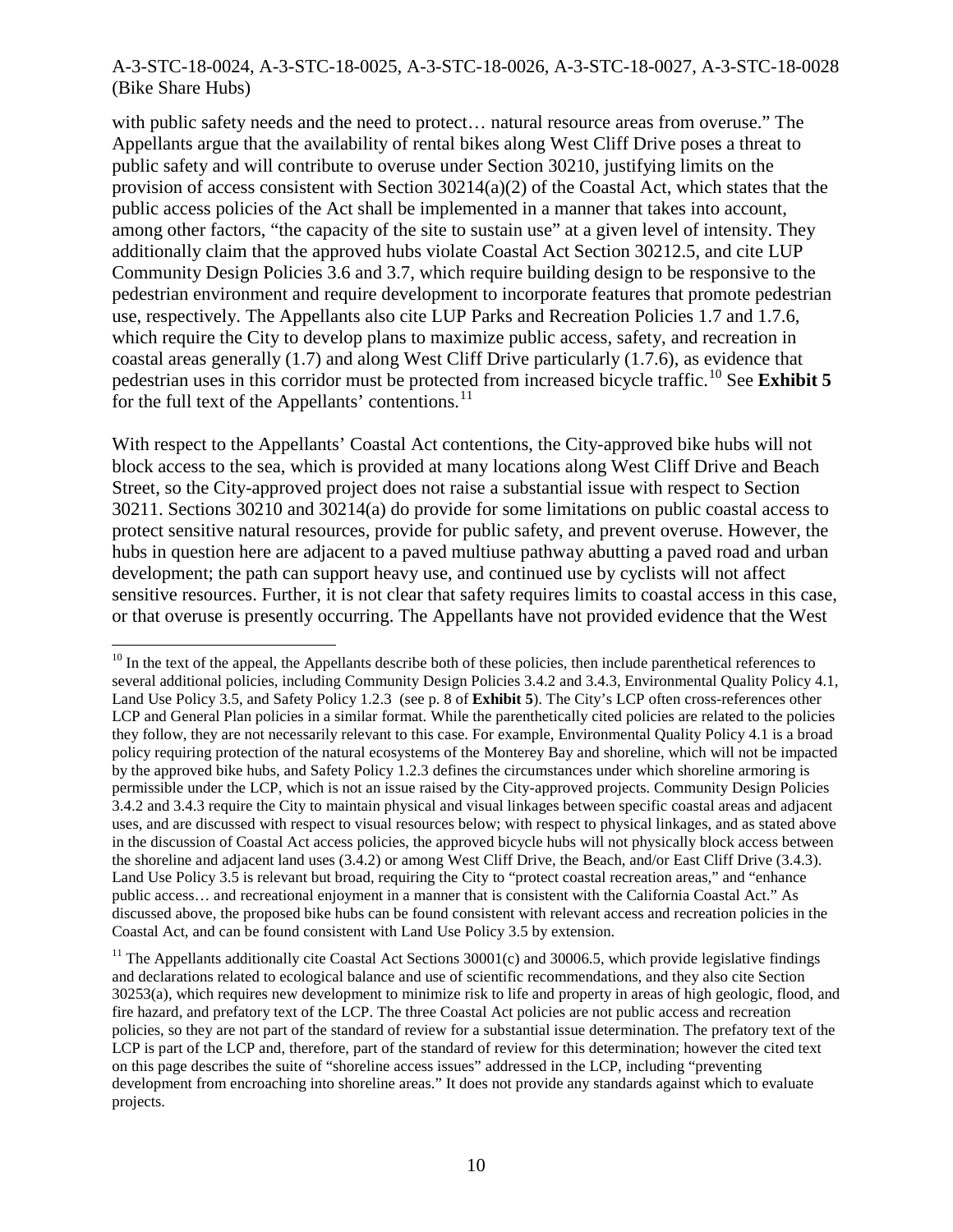with public safety needs and the need to protect… natural resource areas from overuse." The Appellants argue that the availability of rental bikes along West Cliff Drive poses a threat to public safety and will contribute to overuse under Section 30210, justifying limits on the provision of access consistent with Section 30214(a)(2) of the Coastal Act, which states that the public access policies of the Act shall be implemented in a manner that takes into account, among other factors, "the capacity of the site to sustain use" at a given level of intensity. They additionally claim that the approved hubs violate Coastal Act Section 30212.5, and cite LUP Community Design Policies 3.6 and 3.7, which require building design to be responsive to the pedestrian environment and require development to incorporate features that promote pedestrian use, respectively. The Appellants also cite LUP Parks and Recreation Policies 1.7 and 1.7.6, which require the City to develop plans to maximize public access, safety, and recreation in coastal areas generally (1.7) and along West Cliff Drive particularly (1.7.6), as evidence that pedestrian uses in this corridor must be protected from increased bicycle traffic.[10] See **Exhibit 5** for the full text of the Appellants' contentions.[11]

With respect to the Appellants' Coastal Act contentions, the City-approved bike hubs will not block access to the sea, which is provided at many locations along West Cliff Drive and Beach Street, so the City-approved project does not raise a substantial issue with respect to Section 30211. Sections 30210 and 30214(a) do provide for some limitations on public coastal access to protect sensitive natural resources, provide for public safety, and prevent overuse. However, the hubs in question here are adjacent to a paved multiuse pathway abutting a paved road and urban development; the path can support heavy use, and continued use by cyclists will not affect sensitive resources. Further, it is not clear that safety requires limits to coastal access in this case, or that overuse is presently occurring. The Appellants have not provided evidence that the West

---

[10] In the text of the appeal, the Appellants describe both of these policies, then include parenthetical references to several additional policies, including Community Design Policies 3.4.2 and 3.4.3, Environmental Quality Policy 4.1, Land Use Policy 3.5, and Safety Policy 1.2.3 (see p. 8 of **Exhibit 5**). The City's LCP often cross-references other LCP and General Plan policies in a similar format. While the parenthetically cited policies are related to the policies they follow, they are not necessarily relevant to this case. For example, Environmental Quality Policy 4.1 is a broad policy requiring protection of the natural ecosystems of the Monterey Bay and shoreline, which will not be impacted by the approved bike hubs, and Safety Policy 1.2.3 defines the circumstances under which shoreline armoring is permissible under the LCP, which is not an issue raised by the City-approved projects. Community Design Policies 3.4.2 and 3.4.3 require the City to maintain physical and visual linkages between specific coastal areas and adjacent uses, and are discussed with respect to visual resources below; with respect to physical linkages, and as stated above in the discussion of Coastal Act access policies, the approved bicycle hubs will not physically block access between the shoreline and adjacent land uses (3.4.2) or among West Cliff Drive, the Beach, and/or East Cliff Drive (3.4.3). Land Use Policy 3.5 is relevant but broad, requiring the City to "protect coastal recreation areas," and "enhance public access… and recreational enjoyment in a manner that is consistent with the California Coastal Act." As discussed above, the proposed bike hubs can be found consistent with relevant access and recreation policies in the Coastal Act, and can be found consistent with Land Use Policy 3.5 by extension.

[11] The Appellants additionally cite Coastal Act Sections 30001(c) and 30006.5, which provide legislative findings and declarations related to ecological balance and use of scientific recommendations, and they also cite Section 30253(a), which requires new development to minimize risk to life and property in areas of high geologic, flood, and fire hazard, and prefatory text of the LCP. The three Coastal Act policies are not public access and recreation policies, so they are not part of the standard of review for a substantial issue determination. The prefatory text of the LCP is part of the LCP and, therefore, part of the standard of review for this determination; however the cited text on this page describes the suite of "shoreline access issues" addressed in the LCP, including "preventing development from encroaching into shoreline areas." It does not provide any standards against which to evaluate projects.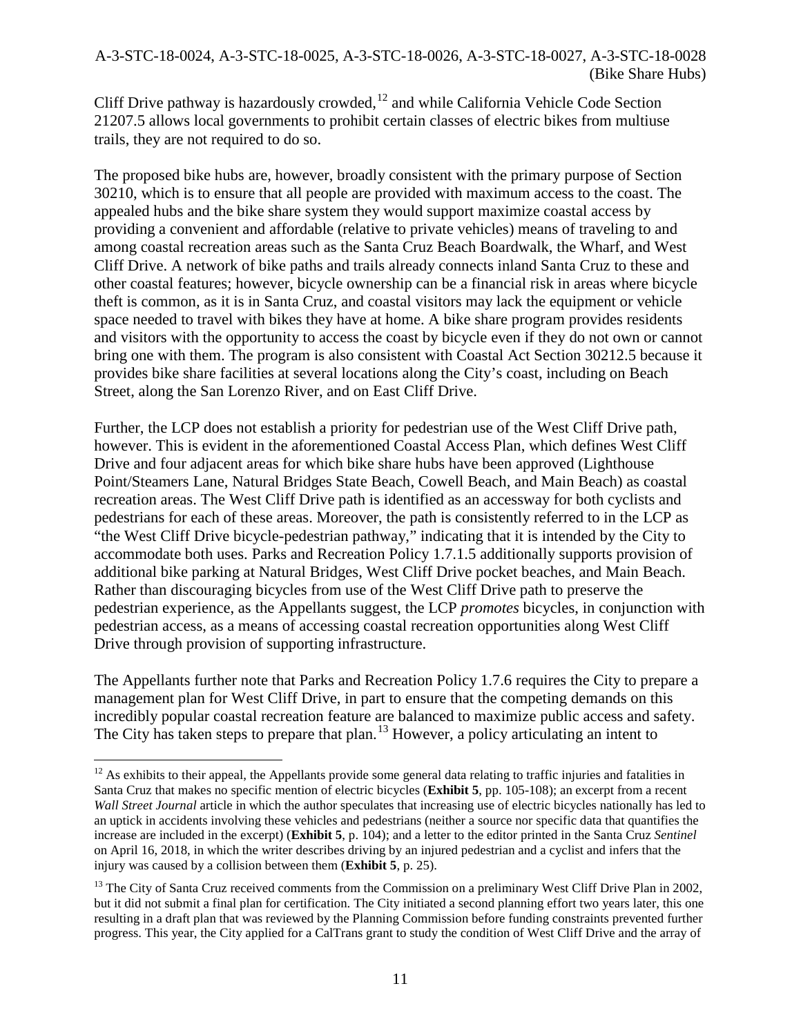Cliff Drive pathway is hazardously crowded,[12] and while California Vehicle Code Section 21207.5 allows local governments to prohibit certain classes of electric bikes from multiuse trails, they are not required to do so.

The proposed bike hubs are, however, broadly consistent with the primary purpose of Section 30210, which is to ensure that all people are provided with maximum access to the coast. The appealed hubs and the bike share system they would support maximize coastal access by providing a convenient and affordable (relative to private vehicles) means of traveling to and among coastal recreation areas such as the Santa Cruz Beach Boardwalk, the Wharf, and West Cliff Drive. A network of bike paths and trails already connects inland Santa Cruz to these and other coastal features; however, bicycle ownership can be a financial risk in areas where bicycle theft is common, as it is in Santa Cruz, and coastal visitors may lack the equipment or vehicle space needed to travel with bikes they have at home. A bike share program provides residents and visitors with the opportunity to access the coast by bicycle even if they do not own or cannot bring one with them. The program is also consistent with Coastal Act Section 30212.5 because it provides bike share facilities at several locations along the City's coast, including on Beach Street, along the San Lorenzo River, and on East Cliff Drive.

Further, the LCP does not establish a priority for pedestrian use of the West Cliff Drive path, however. This is evident in the aforementioned Coastal Access Plan, which defines West Cliff Drive and four adjacent areas for which bike share hubs have been approved (Lighthouse Point/Steamers Lane, Natural Bridges State Beach, Cowell Beach, and Main Beach) as coastal recreation areas. The West Cliff Drive path is identified as an accessway for both cyclists and pedestrians for each of these areas. Moreover, the path is consistently referred to in the LCP as "the West Cliff Drive bicycle-pedestrian pathway," indicating that it is intended by the City to accommodate both uses. Parks and Recreation Policy 1.7.1.5 additionally supports provision of additional bike parking at Natural Bridges, West Cliff Drive pocket beaches, and Main Beach. Rather than discouraging bicycles from use of the West Cliff Drive path to preserve the pedestrian experience, as the Appellants suggest, the LCP *promotes* bicycles, in conjunction with pedestrian access, as a means of accessing coastal recreation opportunities along West Cliff Drive through provision of supporting infrastructure.

The Appellants further note that Parks and Recreation Policy 1.7.6 requires the City to prepare a management plan for West Cliff Drive, in part to ensure that the competing demands on this incredibly popular coastal recreation feature are balanced to maximize public access and safety. The City has taken steps to prepare that plan.[13] However, a policy articulating an intent to

---

[12] As exhibits to their appeal, the Appellants provide some general data relating to traffic injuries and fatalities in Santa Cruz that makes no specific mention of electric bicycles (**Exhibit 5**, pp. 105-108); an excerpt from a recent *Wall Street Journal* article in which the author speculates that increasing use of electric bicycles nationally has led to an uptick in accidents involving these vehicles and pedestrians (neither a source nor specific data that quantifies the increase are included in the excerpt) (**Exhibit 5**, p. 104); and a letter to the editor printed in the Santa Cruz *Sentinel* on April 16, 2018, in which the writer describes driving by an injured pedestrian and a cyclist and infers that the injury was caused by a collision between them (**Exhibit 5**, p. 25).

[13] The City of Santa Cruz received comments from the Commission on a preliminary West Cliff Drive Plan in 2002, but it did not submit a final plan for certification. The City initiated a second planning effort two years later, this one resulting in a draft plan that was reviewed by the Planning Commission before funding constraints prevented further progress. This year, the City applied for a CalTrans grant to study the condition of West Cliff Drive and the array of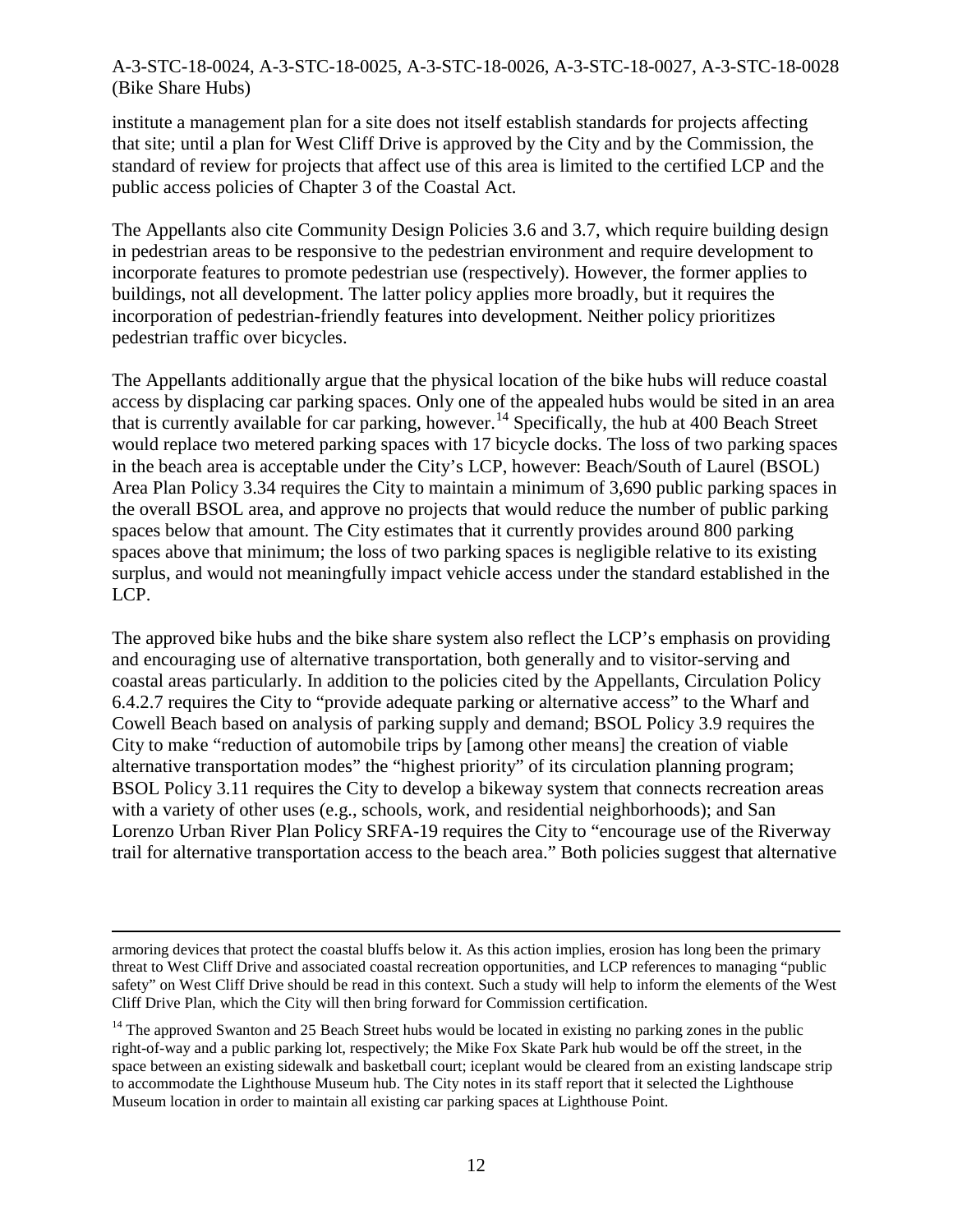institute a management plan for a site does not itself establish standards for projects affecting that site; until a plan for West Cliff Drive is approved by the City and by the Commission, the standard of review for projects that affect use of this area is limited to the certified LCP and the public access policies of Chapter 3 of the Coastal Act.

The Appellants also cite Community Design Policies 3.6 and 3.7, which require building design in pedestrian areas to be responsive to the pedestrian environment and require development to incorporate features to promote pedestrian use (respectively). However, the former applies to buildings, not all development. The latter policy applies more broadly, but it requires the incorporation of pedestrian-friendly features into development. Neither policy prioritizes pedestrian traffic over bicycles.

The Appellants additionally argue that the physical location of the bike hubs will reduce coastal access by displacing car parking spaces. Only one of the appealed hubs would be sited in an area that is currently available for car parking, however.[14] Specifically, the hub at 400 Beach Street would replace two metered parking spaces with 17 bicycle docks. The loss of two parking spaces in the beach area is acceptable under the City's LCP, however: Beach/South of Laurel (BSOL) Area Plan Policy 3.34 requires the City to maintain a minimum of 3,690 public parking spaces in the overall BSOL area, and approve no projects that would reduce the number of public parking spaces below that amount. The City estimates that it currently provides around 800 parking spaces above that minimum; the loss of two parking spaces is negligible relative to its existing surplus, and would not meaningfully impact vehicle access under the standard established in the LCP.

The approved bike hubs and the bike share system also reflect the LCP's emphasis on providing and encouraging use of alternative transportation, both generally and to visitor-serving and coastal areas particularly. In addition to the policies cited by the Appellants, Circulation Policy 6.4.2.7 requires the City to "provide adequate parking or alternative access" to the Wharf and Cowell Beach based on analysis of parking supply and demand; BSOL Policy 3.9 requires the City to make "reduction of automobile trips by [among other means] the creation of viable alternative transportation modes" the "highest priority" of its circulation planning program; BSOL Policy 3.11 requires the City to develop a bikeway system that connects recreation areas with a variety of other uses (e.g., schools, work, and residential neighborhoods); and San Lorenzo Urban River Plan Policy SRFA-19 requires the City to "encourage use of the Riverway trail for alternative transportation access to the beach area." Both policies suggest that alternative

---

armoring devices that protect the coastal bluffs below it. As this action implies, erosion has long been the primary threat to West Cliff Drive and associated coastal recreation opportunities, and LCP references to managing "public safety" on West Cliff Drive should be read in this context. Such a study will help to inform the elements of the West Cliff Drive Plan, which the City will then bring forward for Commission certification.

[14] The approved Swanton and 25 Beach Street hubs would be located in existing no parking zones in the public right-of-way and a public parking lot, respectively; the Mike Fox Skate Park hub would be off the street, in the space between an existing sidewalk and basketball court; iceplant would be cleared from an existing landscape strip to accommodate the Lighthouse Museum hub. The City notes in its staff report that it selected the Lighthouse Museum location in order to maintain all existing car parking spaces at Lighthouse Point.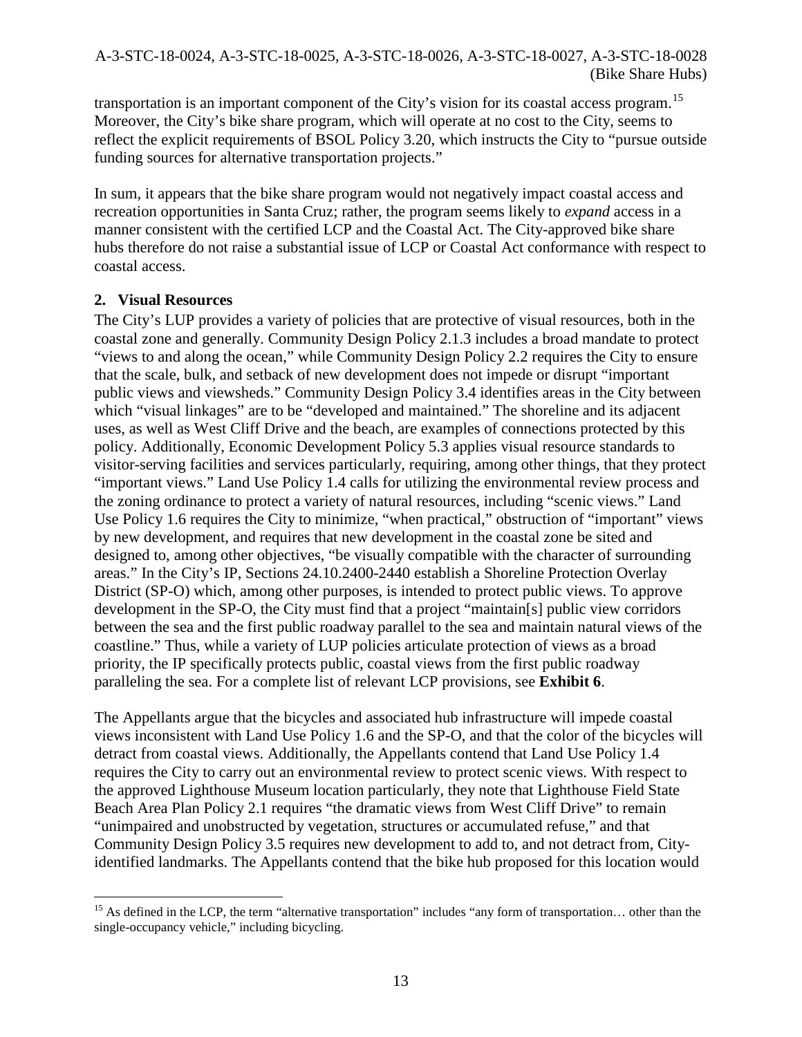transportation is an important component of the City's vision for its coastal access program.[15] Moreover, the City's bike share program, which will operate at no cost to the City, seems to reflect the explicit requirements of BSOL Policy 3.20, which instructs the City to "pursue outside funding sources for alternative transportation projects."

In sum, it appears that the bike share program would not negatively impact coastal access and recreation opportunities in Santa Cruz; rather, the program seems likely to *expand* access in a manner consistent with the certified LCP and the Coastal Act. The City-approved bike share hubs therefore do not raise a substantial issue of LCP or Coastal Act conformance with respect to coastal access.

## 2. Visual Resources

The City's LUP provides a variety of policies that are protective of visual resources, both in the coastal zone and generally. Community Design Policy 2.1.3 includes a broad mandate to protect "views to and along the ocean," while Community Design Policy 2.2 requires the City to ensure that the scale, bulk, and setback of new development does not impede or disrupt "important public views and viewsheds." Community Design Policy 3.4 identifies areas in the City between which "visual linkages" are to be "developed and maintained." The shoreline and its adjacent uses, as well as West Cliff Drive and the beach, are examples of connections protected by this policy. Additionally, Economic Development Policy 5.3 applies visual resource standards to visitor-serving facilities and services particularly, requiring, among other things, that they protect "important views." Land Use Policy 1.4 calls for utilizing the environmental review process and the zoning ordinance to protect a variety of natural resources, including "scenic views." Land Use Policy 1.6 requires the City to minimize, "when practical," obstruction of "important" views by new development, and requires that new development in the coastal zone be sited and designed to, among other objectives, "be visually compatible with the character of surrounding areas." In the City's IP, Sections 24.10.2400-2440 establish a Shoreline Protection Overlay District (SP-O) which, among other purposes, is intended to protect public views. To approve development in the SP-O, the City must find that a project "maintain[s] public view corridors between the sea and the first public roadway parallel to the sea and maintain natural views of the coastline." Thus, while a variety of LUP policies articulate protection of views as a broad priority, the IP specifically protects public, coastal views from the first public roadway paralleling the sea. For a complete list of relevant LCP provisions, see **Exhibit 6**.

The Appellants argue that the bicycles and associated hub infrastructure will impede coastal views inconsistent with Land Use Policy 1.6 and the SP-O, and that the color of the bicycles will detract from coastal views. Additionally, the Appellants contend that Land Use Policy 1.4 requires the City to carry out an environmental review to protect scenic views. With respect to the approved Lighthouse Museum location particularly, they note that Lighthouse Field State Beach Area Plan Policy 2.1 requires "the dramatic views from West Cliff Drive" to remain "unimpaired and unobstructed by vegetation, structures or accumulated refuse," and that Community Design Policy 3.5 requires new development to add to, and not detract from, City-identified landmarks. The Appellants contend that the bike hub proposed for this location would

---

[15] As defined in the LCP, the term "alternative transportation" includes "any form of transportation… other than the single-occupancy vehicle," including bicycling.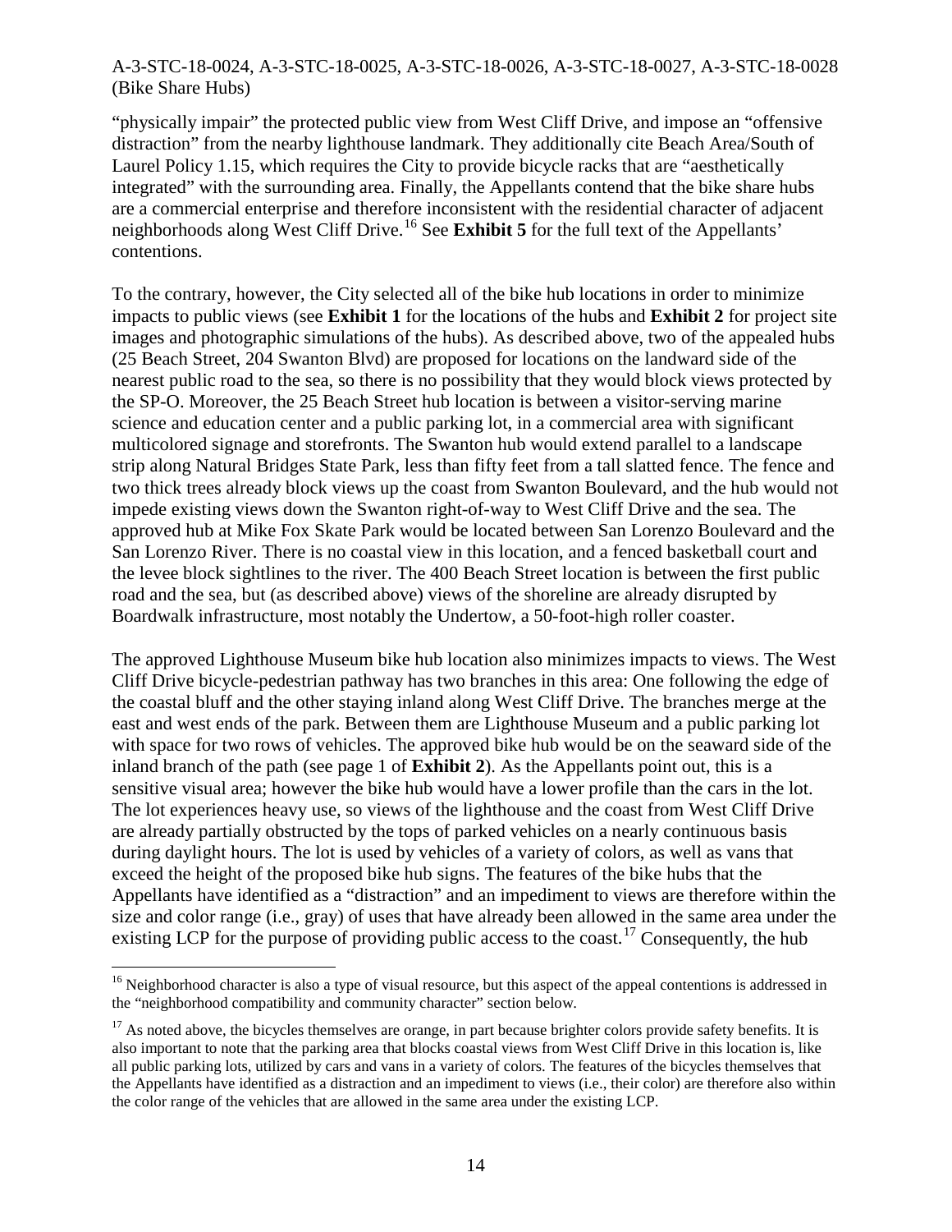"physically impair" the protected public view from West Cliff Drive, and impose an "offensive distraction" from the nearby lighthouse landmark. They additionally cite Beach Area/South of Laurel Policy 1.15, which requires the City to provide bicycle racks that are "aesthetically integrated" with the surrounding area. Finally, the Appellants contend that the bike share hubs are a commercial enterprise and therefore inconsistent with the residential character of adjacent neighborhoods along West Cliff Drive.[16] See **Exhibit 5** for the full text of the Appellants' contentions.

To the contrary, however, the City selected all of the bike hub locations in order to minimize impacts to public views (see **Exhibit 1** for the locations of the hubs and **Exhibit 2** for project site images and photographic simulations of the hubs). As described above, two of the appealed hubs (25 Beach Street, 204 Swanton Blvd) are proposed for locations on the landward side of the nearest public road to the sea, so there is no possibility that they would block views protected by the SP-O. Moreover, the 25 Beach Street hub location is between a visitor-serving marine science and education center and a public parking lot, in a commercial area with significant multicolored signage and storefronts. The Swanton hub would extend parallel to a landscape strip along Natural Bridges State Park, less than fifty feet from a tall slatted fence. The fence and two thick trees already block views up the coast from Swanton Boulevard, and the hub would not impede existing views down the Swanton right-of-way to West Cliff Drive and the sea. The approved hub at Mike Fox Skate Park would be located between San Lorenzo Boulevard and the San Lorenzo River. There is no coastal view in this location, and a fenced basketball court and the levee block sightlines to the river. The 400 Beach Street location is between the first public road and the sea, but (as described above) views of the shoreline are already disrupted by Boardwalk infrastructure, most notably the Undertow, a 50-foot-high roller coaster.

The approved Lighthouse Museum bike hub location also minimizes impacts to views. The West Cliff Drive bicycle-pedestrian pathway has two branches in this area: One following the edge of the coastal bluff and the other staying inland along West Cliff Drive. The branches merge at the east and west ends of the park. Between them are Lighthouse Museum and a public parking lot with space for two rows of vehicles. The approved bike hub would be on the seaward side of the inland branch of the path (see page 1 of **Exhibit 2**). As the Appellants point out, this is a sensitive visual area; however the bike hub would have a lower profile than the cars in the lot. The lot experiences heavy use, so views of the lighthouse and the coast from West Cliff Drive are already partially obstructed by the tops of parked vehicles on a nearly continuous basis during daylight hours. The lot is used by vehicles of a variety of colors, as well as vans that exceed the height of the proposed bike hub signs. The features of the bike hubs that the Appellants have identified as a "distraction" and an impediment to views are therefore within the size and color range (i.e., gray) of uses that have already been allowed in the same area under the existing LCP for the purpose of providing public access to the coast.[17] Consequently, the hub

[16] Neighborhood character is also a type of visual resource, but this aspect of the appeal contentions is addressed in the "neighborhood compatibility and community character" section below.

[17] As noted above, the bicycles themselves are orange, in part because brighter colors provide safety benefits. It is also important to note that the parking area that blocks coastal views from West Cliff Drive in this location is, like all public parking lots, utilized by cars and vans in a variety of colors. The features of the bicycles themselves that the Appellants have identified as a distraction and an impediment to views (i.e., their color) are therefore also within the color range of the vehicles that are allowed in the same area under the existing LCP.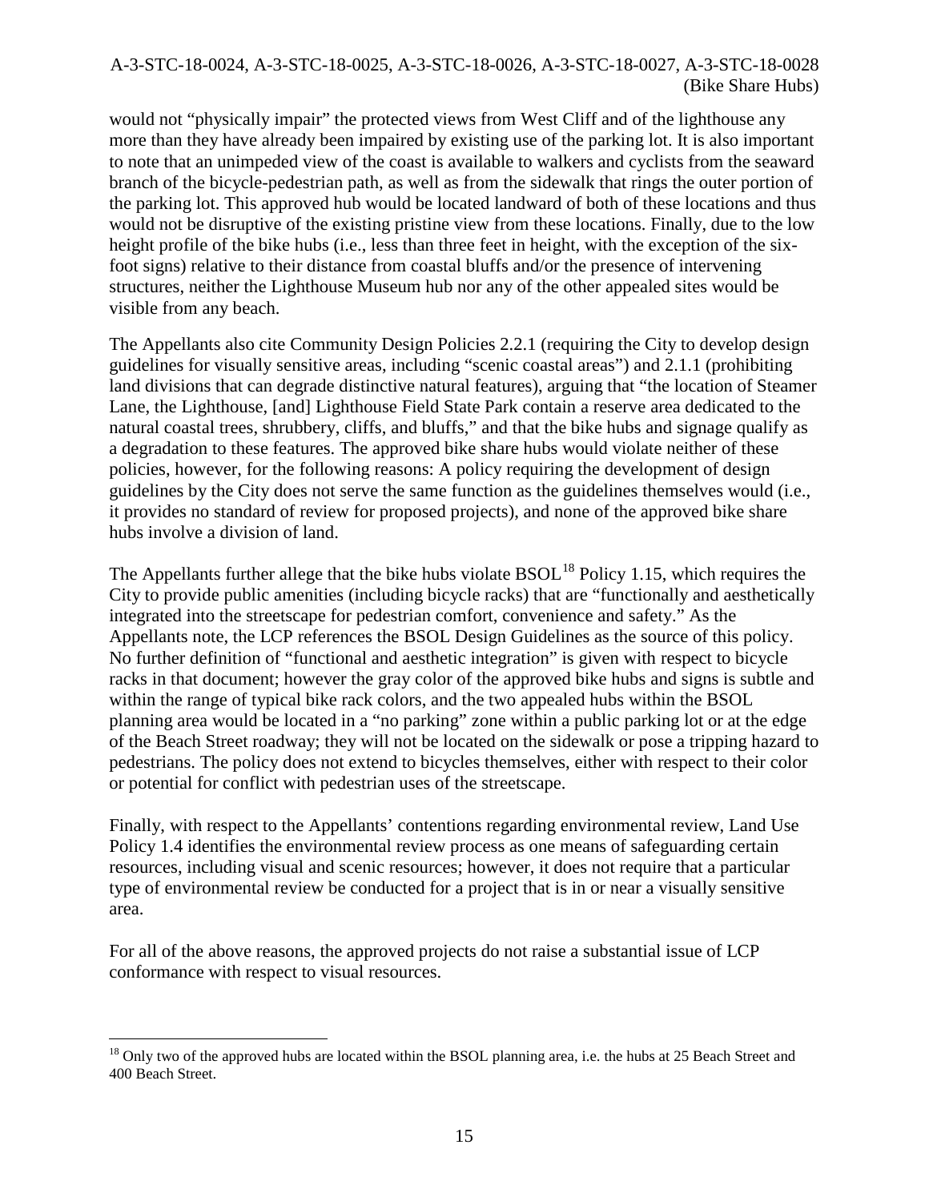would not "physically impair" the protected views from West Cliff and of the lighthouse any more than they have already been impaired by existing use of the parking lot. It is also important to note that an unimpeded view of the coast is available to walkers and cyclists from the seaward branch of the bicycle-pedestrian path, as well as from the sidewalk that rings the outer portion of the parking lot. This approved hub would be located landward of both of these locations and thus would not be disruptive of the existing pristine view from these locations. Finally, due to the low height profile of the bike hubs (i.e., less than three feet in height, with the exception of the six-foot signs) relative to their distance from coastal bluffs and/or the presence of intervening structures, neither the Lighthouse Museum hub nor any of the other appealed sites would be visible from any beach.

The Appellants also cite Community Design Policies 2.2.1 (requiring the City to develop design guidelines for visually sensitive areas, including "scenic coastal areas") and 2.1.1 (prohibiting land divisions that can degrade distinctive natural features), arguing that "the location of Steamer Lane, the Lighthouse, [and] Lighthouse Field State Park contain a reserve area dedicated to the natural coastal trees, shrubbery, cliffs, and bluffs," and that the bike hubs and signage qualify as a degradation to these features. The approved bike share hubs would violate neither of these policies, however, for the following reasons: A policy requiring the development of design guidelines by the City does not serve the same function as the guidelines themselves would (i.e., it provides no standard of review for proposed projects), and none of the approved bike share hubs involve a division of land.

The Appellants further allege that the bike hubs violate BSOL[18] Policy 1.15, which requires the City to provide public amenities (including bicycle racks) that are "functionally and aesthetically integrated into the streetscape for pedestrian comfort, convenience and safety." As the Appellants note, the LCP references the BSOL Design Guidelines as the source of this policy. No further definition of "functional and aesthetic integration" is given with respect to bicycle racks in that document; however the gray color of the approved bike hubs and signs is subtle and within the range of typical bike rack colors, and the two appealed hubs within the BSOL planning area would be located in a "no parking" zone within a public parking lot or at the edge of the Beach Street roadway; they will not be located on the sidewalk or pose a tripping hazard to pedestrians. The policy does not extend to bicycles themselves, either with respect to their color or potential for conflict with pedestrian uses of the streetscape.

Finally, with respect to the Appellants' contentions regarding environmental review, Land Use Policy 1.4 identifies the environmental review process as one means of safeguarding certain resources, including visual and scenic resources; however, it does not require that a particular type of environmental review be conducted for a project that is in or near a visually sensitive area.

For all of the above reasons, the approved projects do not raise a substantial issue of LCP conformance with respect to visual resources.

---

[18] Only two of the approved hubs are located within the BSOL planning area, i.e. the hubs at 25 Beach Street and 400 Beach Street.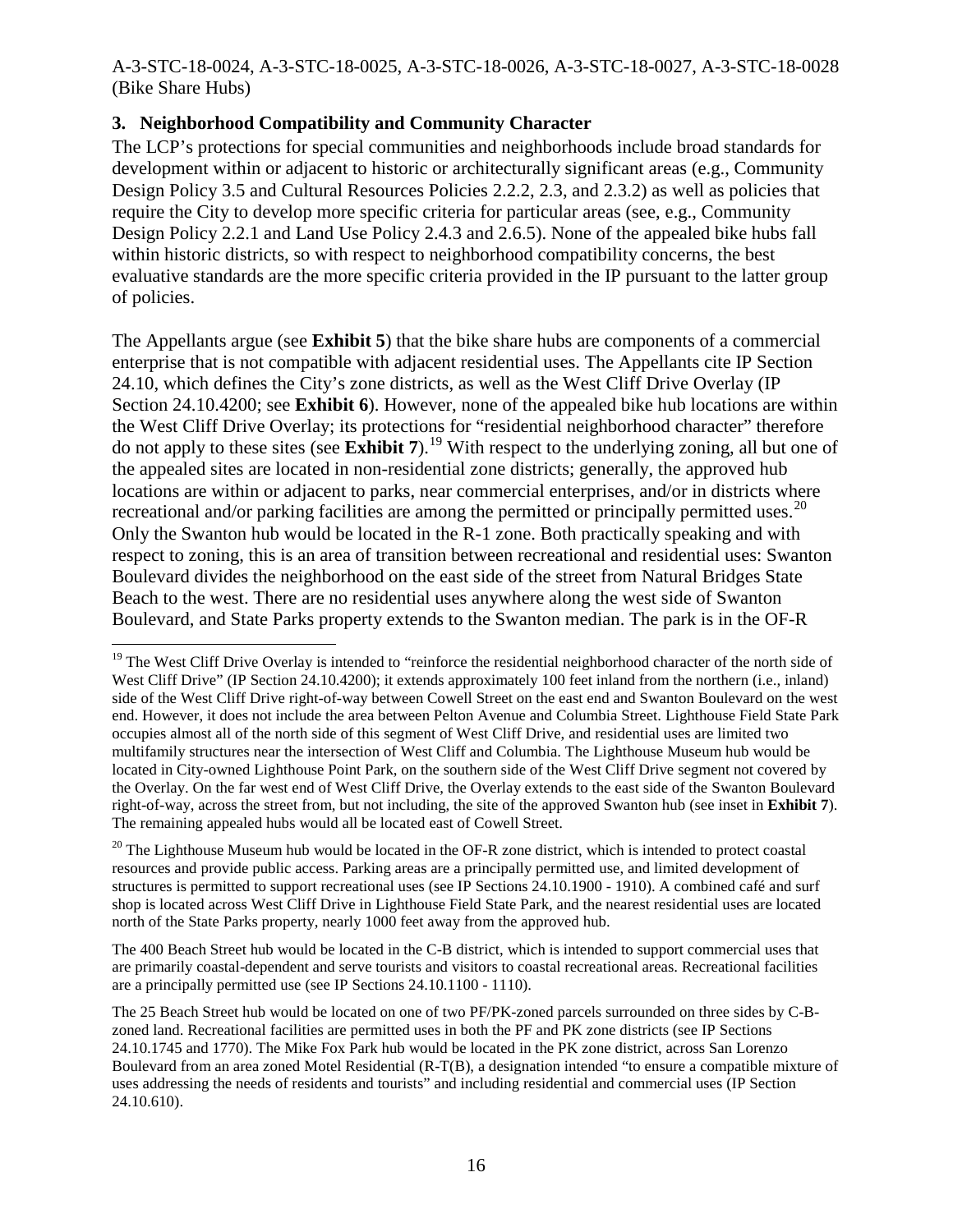### 3. Neighborhood Compatibility and Community Character

The LCP's protections for special communities and neighborhoods include broad standards for development within or adjacent to historic or architecturally significant areas (e.g., Community Design Policy 3.5 and Cultural Resources Policies 2.2.2, 2.3, and 2.3.2) as well as policies that require the City to develop more specific criteria for particular areas (see, e.g., Community Design Policy 2.2.1 and Land Use Policy 2.4.3 and 2.6.5). None of the appealed bike hubs fall within historic districts, so with respect to neighborhood compatibility concerns, the best evaluative standards are the more specific criteria provided in the IP pursuant to the latter group of policies.

The Appellants argue (see **Exhibit 5**) that the bike share hubs are components of a commercial enterprise that is not compatible with adjacent residential uses. The Appellants cite IP Section 24.10, which defines the City's zone districts, as well as the West Cliff Drive Overlay (IP Section 24.10.4200; see **Exhibit 6**). However, none of the appealed bike hub locations are within the West Cliff Drive Overlay; its protections for "residential neighborhood character" therefore do not apply to these sites (see **Exhibit 7**).[19] With respect to the underlying zoning, all but one of the appealed sites are located in non-residential zone districts; generally, the approved hub locations are within or adjacent to parks, near commercial enterprises, and/or in districts where recreational and/or parking facilities are among the permitted or principally permitted uses.[20] Only the Swanton hub would be located in the R-1 zone. Both practically speaking and with respect to zoning, this is an area of transition between recreational and residential uses: Swanton Boulevard divides the neighborhood on the east side of the street from Natural Bridges State Beach to the west. There are no residential uses anywhere along the west side of Swanton Boulevard, and State Parks property extends to the Swanton median. The park is in the OF-R

---

[19] The West Cliff Drive Overlay is intended to "reinforce the residential neighborhood character of the north side of West Cliff Drive" (IP Section 24.10.4200); it extends approximately 100 feet inland from the northern (i.e., inland) side of the West Cliff Drive right-of-way between Cowell Street on the east end and Swanton Boulevard on the west end. However, it does not include the area between Pelton Avenue and Columbia Street. Lighthouse Field State Park occupies almost all of the north side of this segment of West Cliff Drive, and residential uses are limited two multifamily structures near the intersection of West Cliff and Columbia. The Lighthouse Museum hub would be located in City-owned Lighthouse Point Park, on the southern side of the West Cliff Drive segment not covered by the Overlay. On the far west end of West Cliff Drive, the Overlay extends to the east side of the Swanton Boulevard right-of-way, across the street from, but not including, the site of the approved Swanton hub (see inset in **Exhibit 7**). The remaining appealed hubs would all be located east of Cowell Street.

[20] The Lighthouse Museum hub would be located in the OF-R zone district, which is intended to protect coastal resources and provide public access. Parking areas are a principally permitted use, and limited development of structures is permitted to support recreational uses (see IP Sections 24.10.1900 - 1910). A combined café and surf shop is located across West Cliff Drive in Lighthouse Field State Park, and the nearest residential uses are located north of the State Parks property, nearly 1000 feet away from the approved hub.

The 400 Beach Street hub would be located in the C-B district, which is intended to support commercial uses that are primarily coastal-dependent and serve tourists and visitors to coastal recreational areas. Recreational facilities are a principally permitted use (see IP Sections 24.10.1100 - 1110).

The 25 Beach Street hub would be located on one of two PF/PK-zoned parcels surrounded on three sides by C-B-zoned land. Recreational facilities are permitted uses in both the PF and PK zone districts (see IP Sections 24.10.1745 and 1770). The Mike Fox Park hub would be located in the PK zone district, across San Lorenzo Boulevard from an area zoned Motel Residential (R-T(B), a designation intended "to ensure a compatible mixture of uses addressing the needs of residents and tourists" and including residential and commercial uses (IP Section 24.10.610).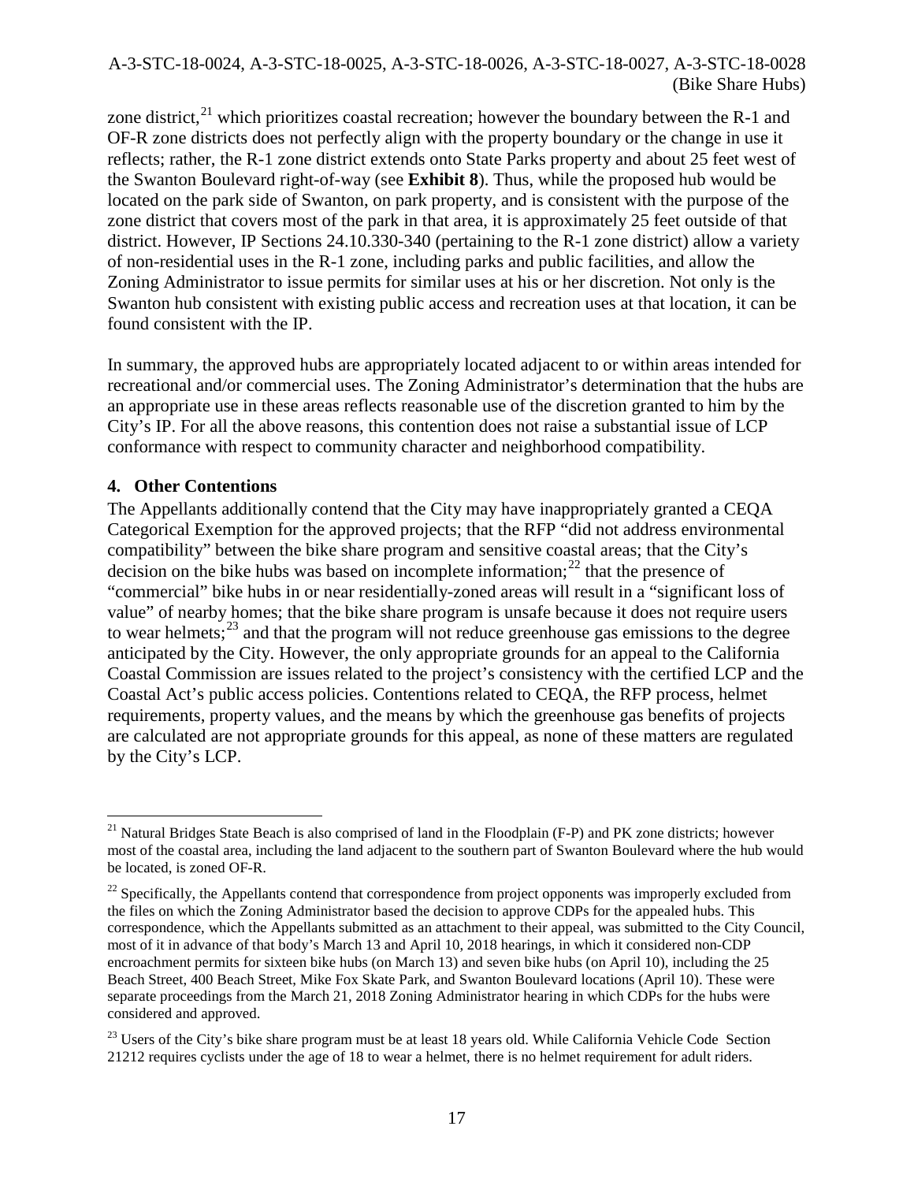zone district,[21] which prioritizes coastal recreation; however the boundary between the R-1 and OF-R zone districts does not perfectly align with the property boundary or the change in use it reflects; rather, the R-1 zone district extends onto State Parks property and about 25 feet west of the Swanton Boulevard right-of-way (see **Exhibit 8**). Thus, while the proposed hub would be located on the park side of Swanton, on park property, and is consistent with the purpose of the zone district that covers most of the park in that area, it is approximately 25 feet outside of that district. However, IP Sections 24.10.330-340 (pertaining to the R-1 zone district) allow a variety of non-residential uses in the R-1 zone, including parks and public facilities, and allow the Zoning Administrator to issue permits for similar uses at his or her discretion. Not only is the Swanton hub consistent with existing public access and recreation uses at that location, it can be found consistent with the IP.

In summary, the approved hubs are appropriately located adjacent to or within areas intended for recreational and/or commercial uses. The Zoning Administrator's determination that the hubs are an appropriate use in these areas reflects reasonable use of the discretion granted to him by the City's IP. For all the above reasons, this contention does not raise a substantial issue of LCP conformance with respect to community character and neighborhood compatibility.

### 4. Other Contentions

The Appellants additionally contend that the City may have inappropriately granted a CEQA Categorical Exemption for the approved projects; that the RFP "did not address environmental compatibility" between the bike share program and sensitive coastal areas; that the City's decision on the bike hubs was based on incomplete information;[22] that the presence of "commercial" bike hubs in or near residentially-zoned areas will result in a "significant loss of value" of nearby homes; that the bike share program is unsafe because it does not require users to wear helmets;[23] and that the program will not reduce greenhouse gas emissions to the degree anticipated by the City. However, the only appropriate grounds for an appeal to the California Coastal Commission are issues related to the project's consistency with the certified LCP and the Coastal Act's public access policies. Contentions related to CEQA, the RFP process, helmet requirements, property values, and the means by which the greenhouse gas benefits of projects are calculated are not appropriate grounds for this appeal, as none of these matters are regulated by the City's LCP.

---

[21] Natural Bridges State Beach is also comprised of land in the Floodplain (F-P) and PK zone districts; however most of the coastal area, including the land adjacent to the southern part of Swanton Boulevard where the hub would be located, is zoned OF-R.

[22] Specifically, the Appellants contend that correspondence from project opponents was improperly excluded from the files on which the Zoning Administrator based the decision to approve CDPs for the appealed hubs. This correspondence, which the Appellants submitted as an attachment to their appeal, was submitted to the City Council, most of it in advance of that body's March 13 and April 10, 2018 hearings, in which it considered non-CDP encroachment permits for sixteen bike hubs (on March 13) and seven bike hubs (on April 10), including the 25 Beach Street, 400 Beach Street, Mike Fox Skate Park, and Swanton Boulevard locations (April 10). These were separate proceedings from the March 21, 2018 Zoning Administrator hearing in which CDPs for the hubs were considered and approved.

[23] Users of the City's bike share program must be at least 18 years old. While California Vehicle Code Section 21212 requires cyclists under the age of 18 to wear a helmet, there is no helmet requirement for adult riders.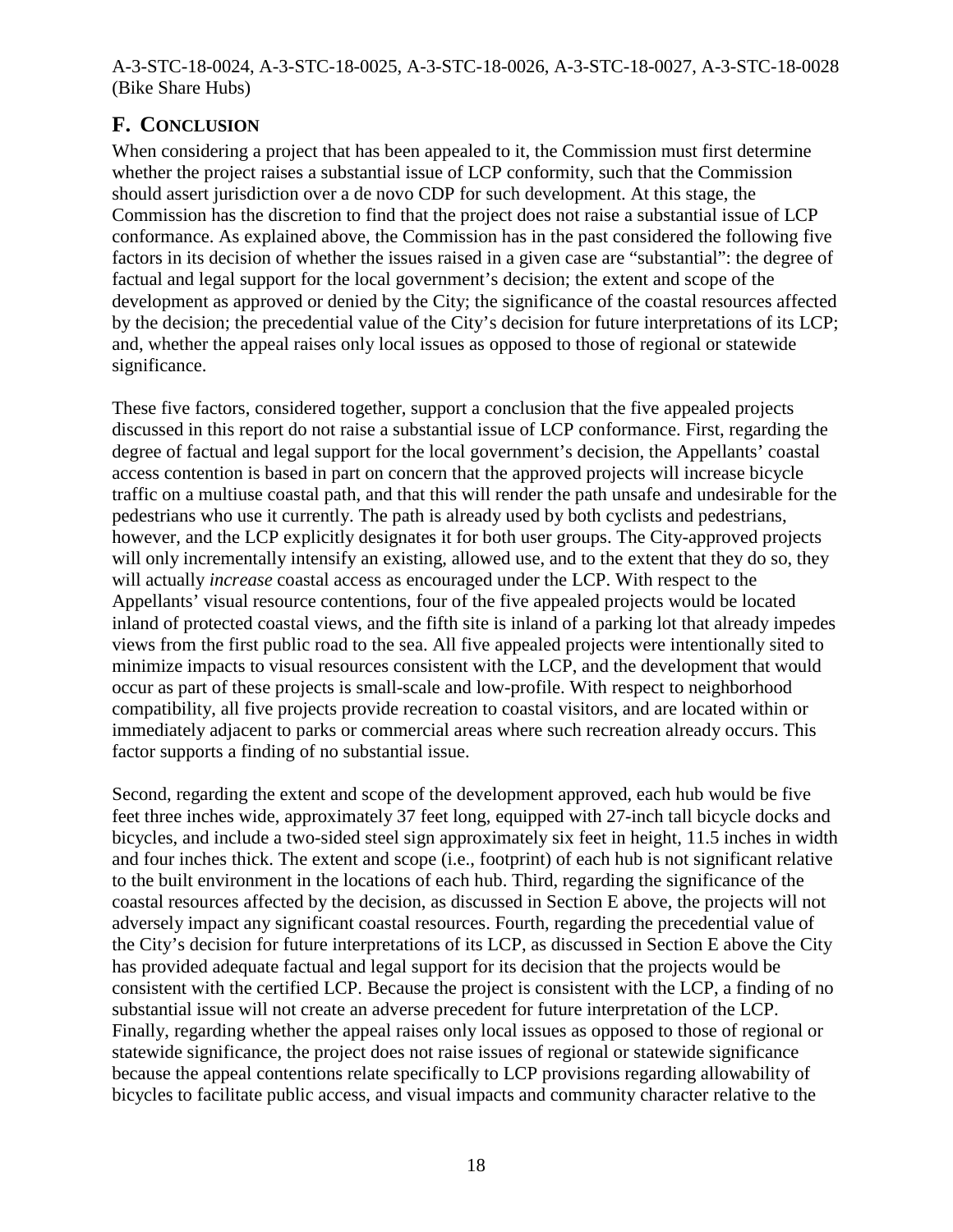## F. CONCLUSION

When considering a project that has been appealed to it, the Commission must first determine whether the project raises a substantial issue of LCP conformity, such that the Commission should assert jurisdiction over a de novo CDP for such development. At this stage, the Commission has the discretion to find that the project does not raise a substantial issue of LCP conformance. As explained above, the Commission has in the past considered the following five factors in its decision of whether the issues raised in a given case are "substantial": the degree of factual and legal support for the local government's decision; the extent and scope of the development as approved or denied by the City; the significance of the coastal resources affected by the decision; the precedential value of the City's decision for future interpretations of its LCP; and, whether the appeal raises only local issues as opposed to those of regional or statewide significance.

These five factors, considered together, support a conclusion that the five appealed projects discussed in this report do not raise a substantial issue of LCP conformance. First, regarding the degree of factual and legal support for the local government's decision, the Appellants' coastal access contention is based in part on concern that the approved projects will increase bicycle traffic on a multiuse coastal path, and that this will render the path unsafe and undesirable for the pedestrians who use it currently. The path is already used by both cyclists and pedestrians, however, and the LCP explicitly designates it for both user groups. The City-approved projects will only incrementally intensify an existing, allowed use, and to the extent that they do so, they will actually *increase* coastal access as encouraged under the LCP. With respect to the Appellants' visual resource contentions, four of the five appealed projects would be located inland of protected coastal views, and the fifth site is inland of a parking lot that already impedes views from the first public road to the sea. All five appealed projects were intentionally sited to minimize impacts to visual resources consistent with the LCP, and the development that would occur as part of these projects is small-scale and low-profile. With respect to neighborhood compatibility, all five projects provide recreation to coastal visitors, and are located within or immediately adjacent to parks or commercial areas where such recreation already occurs. This factor supports a finding of no substantial issue.

Second, regarding the extent and scope of the development approved, each hub would be five feet three inches wide, approximately 37 feet long, equipped with 27-inch tall bicycle docks and bicycles, and include a two-sided steel sign approximately six feet in height, 11.5 inches in width and four inches thick. The extent and scope (i.e., footprint) of each hub is not significant relative to the built environment in the locations of each hub. Third, regarding the significance of the coastal resources affected by the decision, as discussed in Section E above, the projects will not adversely impact any significant coastal resources. Fourth, regarding the precedential value of the City's decision for future interpretations of its LCP, as discussed in Section E above the City has provided adequate factual and legal support for its decision that the projects would be consistent with the certified LCP. Because the project is consistent with the LCP, a finding of no substantial issue will not create an adverse precedent for future interpretation of the LCP. Finally, regarding whether the appeal raises only local issues as opposed to those of regional or statewide significance, the project does not raise issues of regional or statewide significance because the appeal contentions relate specifically to LCP provisions regarding allowability of bicycles to facilitate public access, and visual impacts and community character relative to the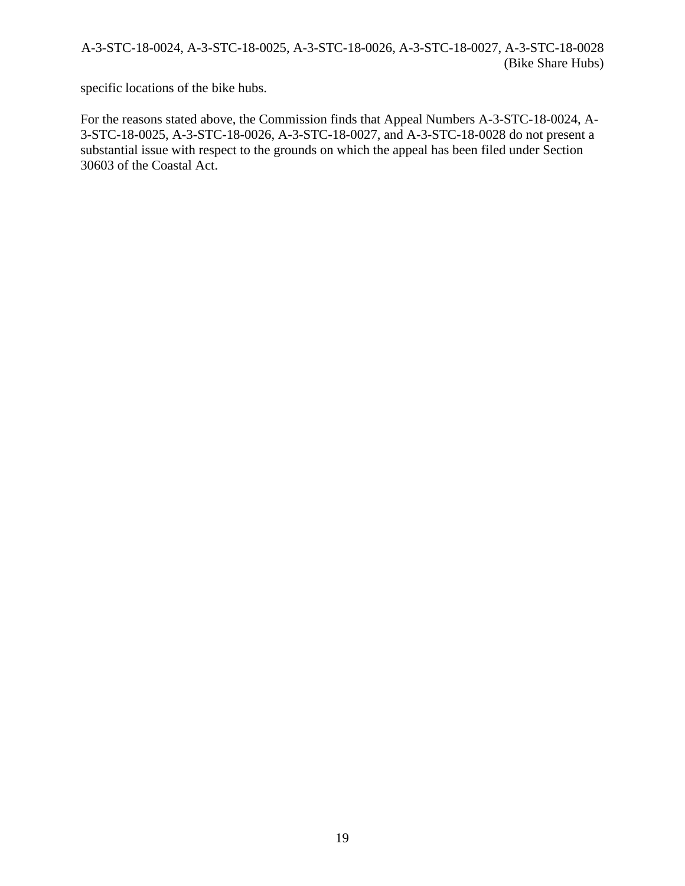specific locations of the bike hubs.

For the reasons stated above, the Commission finds that Appeal Numbers A-3-STC-18-0024, A-3-STC-18-0025, A-3-STC-18-0026, A-3-STC-18-0027, and A-3-STC-18-0028 do not present a substantial issue with respect to the grounds on which the appeal has been filed under Section 30603 of the Coastal Act.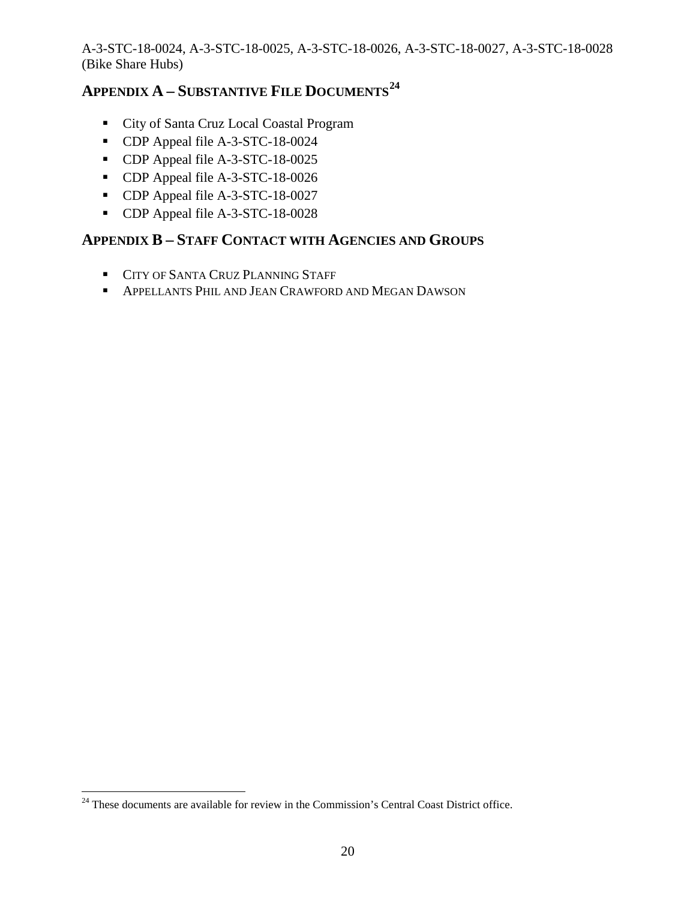## Appendix A – Substantive File Documents[24]

- City of Santa Cruz Local Coastal Program
- CDP Appeal file A-3-STC-18-0024
- CDP Appeal file A-3-STC-18-0025
- CDP Appeal file A-3-STC-18-0026
- CDP Appeal file A-3-STC-18-0027
- CDP Appeal file A-3-STC-18-0028

## Appendix B – Staff Contact with Agencies and Groups

- City of Santa Cruz Planning Staff
- Appellants Phil and Jean Crawford and Megan Dawson

[24] These documents are available for review in the Commission's Central Coast District office.